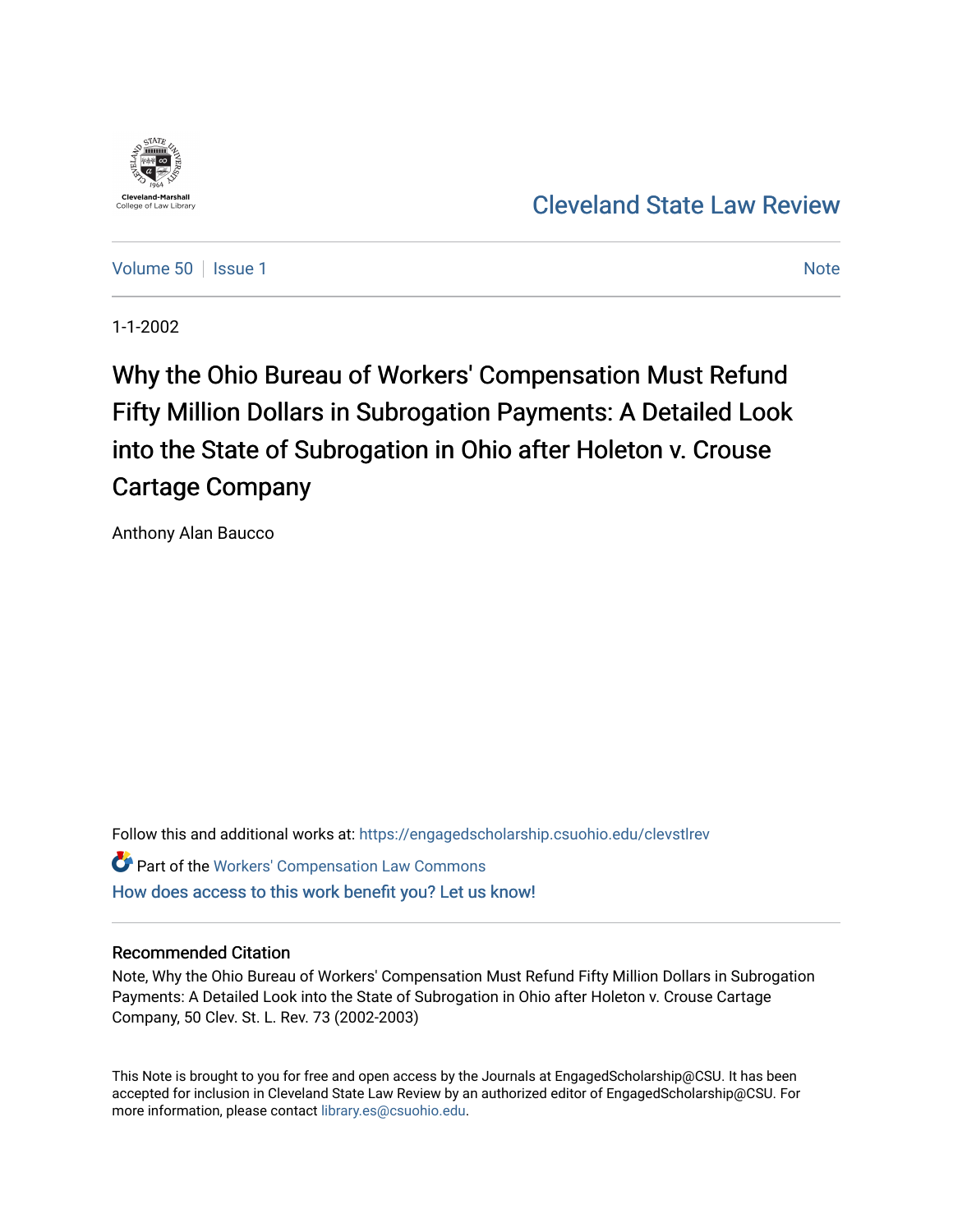Cleveland-Marshall College of Law Library

Cleveland State Law Review

Volume 50 | Issue 1 | Note

1-1-2002

# Why the Ohio Bureau of Workers' Compensation Must Refund Fifty Million Dollars in Subrogation Payments: A Detailed Look into the State of Subrogation in Ohio after Holeton v. Crouse Cartage Company

Anthony Alan Baucco

Follow this and additional works at: https://engagedscholarship.csuohio.edu/clevstlrev

Part of the Workers' Compensation Law Commons

How does access to this work benefit you? Let us know!

## Recommended Citation

Note, Why the Ohio Bureau of Workers' Compensation Must Refund Fifty Million Dollars in Subrogation Payments: A Detailed Look into the State of Subrogation in Ohio after Holeton v. Crouse Cartage Company, 50 Clev. St. L. Rev. 73 (2002-2003)

This Note is brought to you for free and open access by the Journals at EngagedScholarship@CSU. It has been accepted for inclusion in Cleveland State Law Review by an authorized editor of EngagedScholarship@CSU. For more information, please contact library.es@csuohio.edu.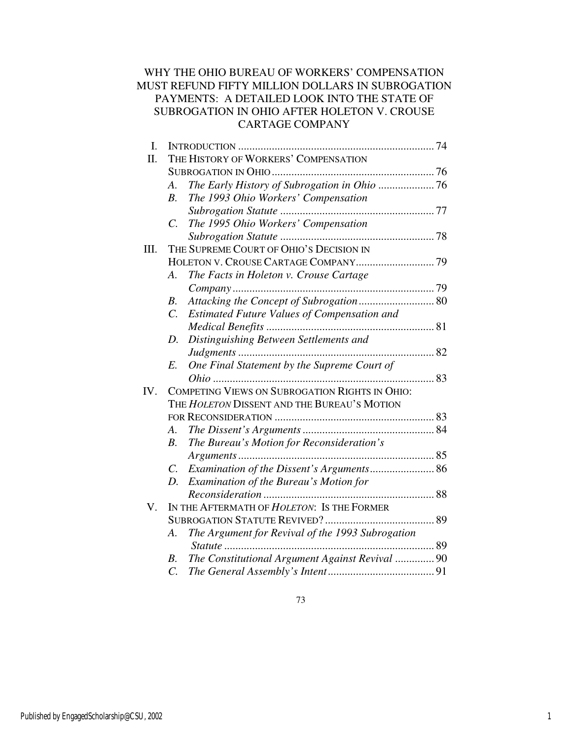# WHY THE OHIO BUREAU OF WORKERS' COMPENSATION MUST REFUND FIFTY MILLION DOLLARS IN SUBROGATION PAYMENTS: A DETAILED LOOK INTO THE STATE OF SUBROGATION IN OHIO AFTER HOLETON V. CROUSE CARTAGE COMPANY

I. INTRODUCTION ..................................................................... 74

II. THE HISTORY OF WORKERS' COMPENSATION SUBROGATION IN OHIO ......................................................... 76
- A. *The Early History of Subrogation in Ohio* .................... 76
- B. *The 1993 Ohio Workers' Compensation Subrogation Statute* ....................................................... 77
- C. *The 1995 Ohio Workers' Compensation Subrogation Statute* ....................................................... 78

III. THE SUPREME COURT OF OHIO'S DECISION IN HOLETON V. CROUSE CARTAGE COMPANY............................ 79
- A. *The Facts in Holeton v. Crouse Cartage Company* ........................................................................ 79
- B. *Attacking the Concept of Subrogation* ........................... 80
- C. *Estimated Future Values of Compensation and Medical Benefits* ............................................................ 81
- D. *Distinguishing Between Settlements and Judgments* ...................................................................... 82
- E. *One Final Statement by the Supreme Court of Ohio* ............................................................................... 83

IV. COMPETING VIEWS ON SUBROGATION RIGHTS IN OHIO: THE *HOLETON* DISSENT AND THE BUREAU'S MOTION FOR RECONSIDERATION ......................................................... 83
- A. *The Dissent's Arguments* ............................................... 84
- B. *The Bureau's Motion for Reconsideration's Arguments* ...................................................................... 85
- C. *Examination of the Dissent's Arguments* ....................... 86
- D. *Examination of the Bureau's Motion for Reconsideration* ............................................................. 88

V. IN THE AFTERMATH OF *HOLETON*: IS THE FORMER SUBROGATION STATUTE REVIVED? ....................................... 89
- A. *The Argument for Revival of the 1993 Subrogation Statute* ........................................................................... 89
- B. *The Constitutional Argument Against Revival* .............. 90
- C. *The General Assembly's Intent* ...................................... 91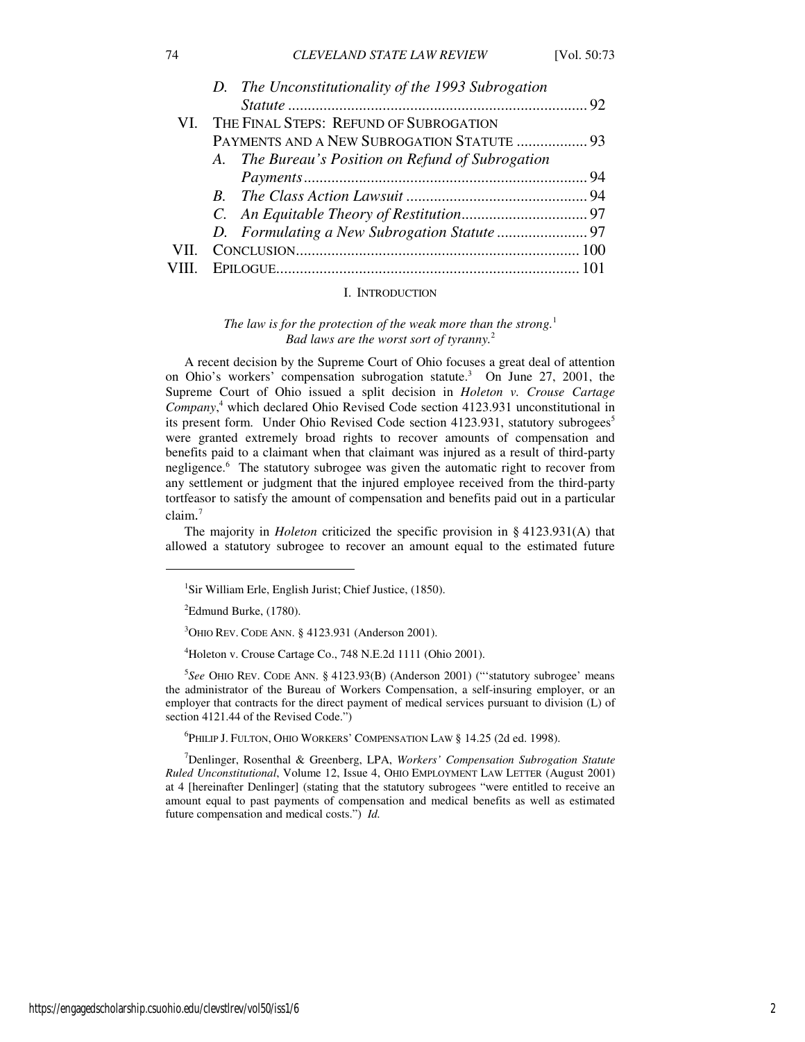D. *The Unconstitutionality of the 1993 Subrogation Statute* ........................................................................ 92

VI. THE FINAL STEPS: REFUND OF SUBROGATION PAYMENTS AND A NEW SUBROGATION STATUTE .................. 93

A. *The Bureau's Position on Refund of Subrogation Payments* ........................................................................ 94

B. *The Class Action Lawsuit* .............................................. 94

C. *An Equitable Theory of Restitution* ................................ 97

D. *Formulating a New Subrogation Statute* ....................... 97

VII. CONCLUSION ........................................................................ 100

VIII. EPILOGUE ............................................................................. 101

## I. INTRODUCTION

*The law is for the protection of the weak more than the strong.*[1]
*Bad laws are the worst sort of tyranny.*[2]

A recent decision by the Supreme Court of Ohio focuses a great deal of attention on Ohio's workers' compensation subrogation statute.[3] On June 27, 2001, the Supreme Court of Ohio issued a split decision in *Holeton v. Crouse Cartage Company*,[4] which declared Ohio Revised Code section 4123.931 unconstitutional in its present form. Under Ohio Revised Code section 4123.931, statutory subrogees[5] were granted extremely broad rights to recover amounts of compensation and benefits paid to a claimant when that claimant was injured as a result of third-party negligence.[6] The statutory subrogee was given the automatic right to recover from any settlement or judgment that the injured employee received from the third-party tortfeasor to satisfy the amount of compensation and benefits paid out in a particular claim.[7]

The majority in *Holeton* criticized the specific provision in § 4123.931(A) that allowed a statutory subrogee to recover an amount equal to the estimated future

---

[1] Sir William Erle, English Jurist; Chief Justice, (1850).

[2] Edmund Burke, (1780).

[3] OHIO REV. CODE ANN. § 4123.931 (Anderson 2001).

[4] Holeton v. Crouse Cartage Co., 748 N.E.2d 1111 (Ohio 2001).

[5] *See* OHIO REV. CODE ANN. § 4123.93(B) (Anderson 2001) ("'statutory subrogee' means the administrator of the Bureau of Workers Compensation, a self-insuring employer, or an employer that contracts for the direct payment of medical services pursuant to division (L) of section 4121.44 of the Revised Code.")

[6] PHILIP J. FULTON, OHIO WORKERS' COMPENSATION LAW § 14.25 (2d ed. 1998).

[7] Denlinger, Rosenthal & Greenberg, LPA, *Workers' Compensation Subrogation Statute Ruled Unconstitutional*, Volume 12, Issue 4, OHIO EMPLOYMENT LAW LETTER (August 2001) at 4 [hereinafter Denlinger] (stating that the statutory subrogees "were entitled to receive an amount equal to past payments of compensation and medical benefits as well as estimated future compensation and medical costs.") *Id.*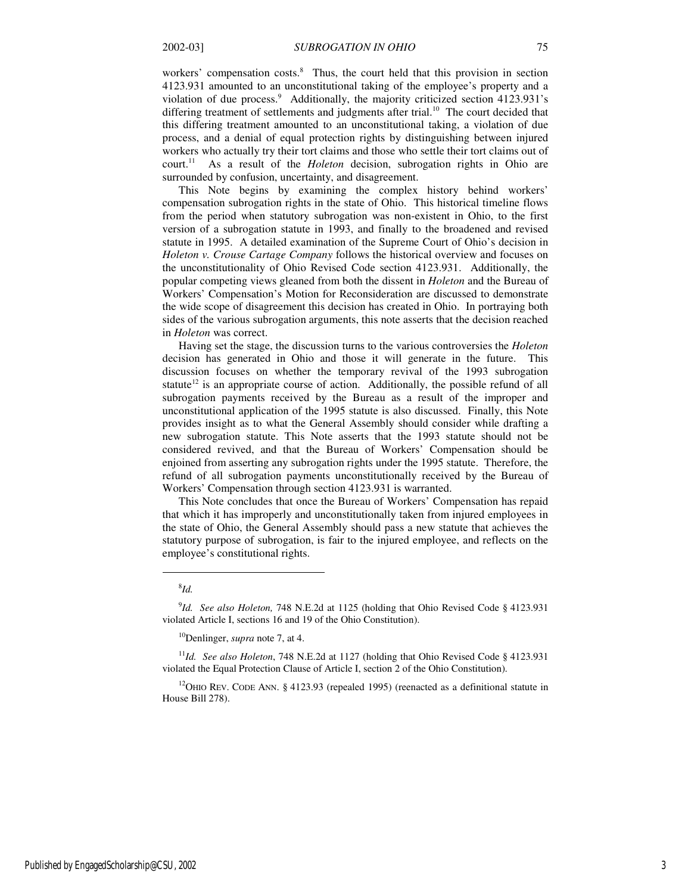workers' compensation costs.[8] Thus, the court held that this provision in section 4123.931 amounted to an unconstitutional taking of the employee's property and a violation of due process.[9] Additionally, the majority criticized section 4123.931's differing treatment of settlements and judgments after trial.[10] The court decided that this differing treatment amounted to an unconstitutional taking, a violation of due process, and a denial of equal protection rights by distinguishing between injured workers who actually try their tort claims and those who settle their tort claims out of court.[11] As a result of the *Holeton* decision, subrogation rights in Ohio are surrounded by confusion, uncertainty, and disagreement.

This Note begins by examining the complex history behind workers' compensation subrogation rights in the state of Ohio. This historical timeline flows from the period when statutory subrogation was non-existent in Ohio, to the first version of a subrogation statute in 1993, and finally to the broadened and revised statute in 1995. A detailed examination of the Supreme Court of Ohio's decision in *Holeton v. Crouse Cartage Company* follows the historical overview and focuses on the unconstitutionality of Ohio Revised Code section 4123.931. Additionally, the popular competing views gleaned from both the dissent in *Holeton* and the Bureau of Workers' Compensation's Motion for Reconsideration are discussed to demonstrate the wide scope of disagreement this decision has created in Ohio. In portraying both sides of the various subrogation arguments, this note asserts that the decision reached in *Holeton* was correct.

Having set the stage, the discussion turns to the various controversies the *Holeton* decision has generated in Ohio and those it will generate in the future. This discussion focuses on whether the temporary revival of the 1993 subrogation statute[12] is an appropriate course of action. Additionally, the possible refund of all subrogation payments received by the Bureau as a result of the improper and unconstitutional application of the 1995 statute is also discussed. Finally, this Note provides insight as to what the General Assembly should consider while drafting a new subrogation statute. This Note asserts that the 1993 statute should not be considered revived, and that the Bureau of Workers' Compensation should be enjoined from asserting any subrogation rights under the 1995 statute. Therefore, the refund of all subrogation payments unconstitutionally received by the Bureau of Workers' Compensation through section 4123.931 is warranted.

This Note concludes that once the Bureau of Workers' Compensation has repaid that which it has improperly and unconstitutionally taken from injured employees in the state of Ohio, the General Assembly should pass a new statute that achieves the statutory purpose of subrogation, is fair to the injured employee, and reflects on the employee's constitutional rights.

---

[8] *Id.*

[9] *Id. See also Holeton,* 748 N.E.2d at 1125 (holding that Ohio Revised Code § 4123.931 violated Article I, sections 16 and 19 of the Ohio Constitution).

[10] Denlinger, *supra* note 7, at 4.

[11] *Id. See also Holeton*, 748 N.E.2d at 1127 (holding that Ohio Revised Code § 4123.931 violated the Equal Protection Clause of Article I, section 2 of the Ohio Constitution).

[12] OHIO REV. CODE ANN. § 4123.93 (repealed 1995) (reenacted as a definitional statute in House Bill 278).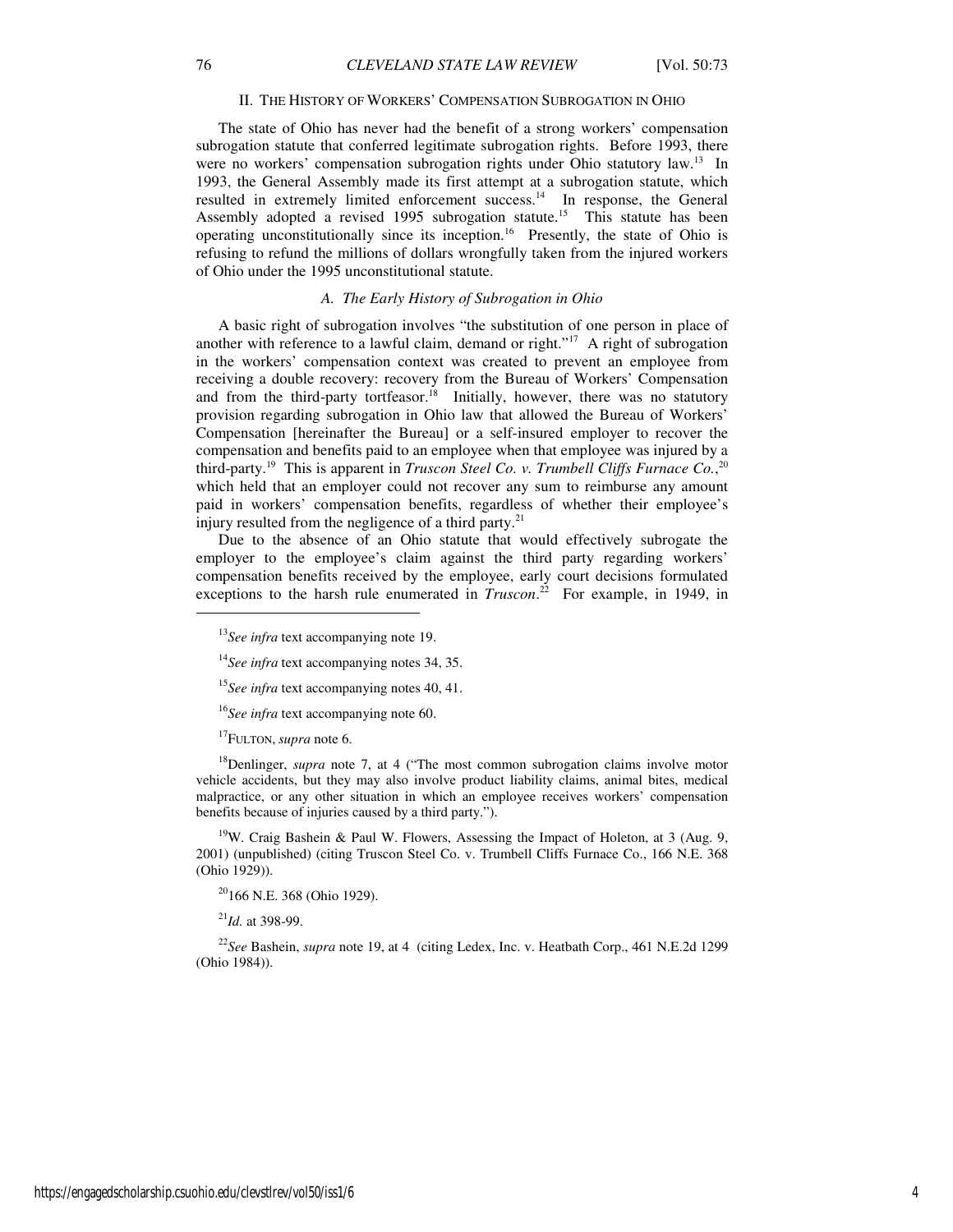## II. THE HISTORY OF WORKERS' COMPENSATION SUBROGATION IN OHIO

The state of Ohio has never had the benefit of a strong workers' compensation subrogation statute that conferred legitimate subrogation rights. Before 1993, there were no workers' compensation subrogation rights under Ohio statutory law.[13] In 1993, the General Assembly made its first attempt at a subrogation statute, which resulted in extremely limited enforcement success.[14] In response, the General Assembly adopted a revised 1995 subrogation statute.[15] This statute has been operating unconstitutionally since its inception.[16] Presently, the state of Ohio is refusing to refund the millions of dollars wrongfully taken from the injured workers of Ohio under the 1995 unconstitutional statute.

### *A. The Early History of Subrogation in Ohio*

A basic right of subrogation involves "the substitution of one person in place of another with reference to a lawful claim, demand or right."[17] A right of subrogation in the workers' compensation context was created to prevent an employee from receiving a double recovery: recovery from the Bureau of Workers' Compensation and from the third-party tortfeasor.[18] Initially, however, there was no statutory provision regarding subrogation in Ohio law that allowed the Bureau of Workers' Compensation [hereinafter the Bureau] or a self-insured employer to recover the compensation and benefits paid to an employee when that employee was injured by a third-party.[19] This is apparent in *Truscon Steel Co. v. Trumbell Cliffs Furnace Co.*,[20] which held that an employer could not recover any sum to reimburse any amount paid in workers' compensation benefits, regardless of whether their employee's injury resulted from the negligence of a third party.[21]

Due to the absence of an Ohio statute that would effectively subrogate the employer to the employee's claim against the third party regarding workers' compensation benefits received by the employee, early court decisions formulated exceptions to the harsh rule enumerated in *Truscon*.[22] For example, in 1949, in

---

[13] *See infra* text accompanying note 19.

[14] *See infra* text accompanying notes 34, 35.

[15] *See infra* text accompanying notes 40, 41.

[16] *See infra* text accompanying note 60.

[17] FULTON, *supra* note 6.

[18] Denlinger, *supra* note 7, at 4 ("The most common subrogation claims involve motor vehicle accidents, but they may also involve product liability claims, animal bites, medical malpractice, or any other situation in which an employee receives workers' compensation benefits because of injuries caused by a third party.").

[19] W. Craig Bashein & Paul W. Flowers, Assessing the Impact of Holeton, at 3 (Aug. 9, 2001) (unpublished) (citing Truscon Steel Co. v. Trumbell Cliffs Furnace Co., 166 N.E. 368 (Ohio 1929)).

[20] 166 N.E. 368 (Ohio 1929).

[21] *Id.* at 398-99.

[22] *See* Bashein, *supra* note 19, at 4 (citing Ledex, Inc. v. Heatbath Corp., 461 N.E.2d 1299 (Ohio 1984)).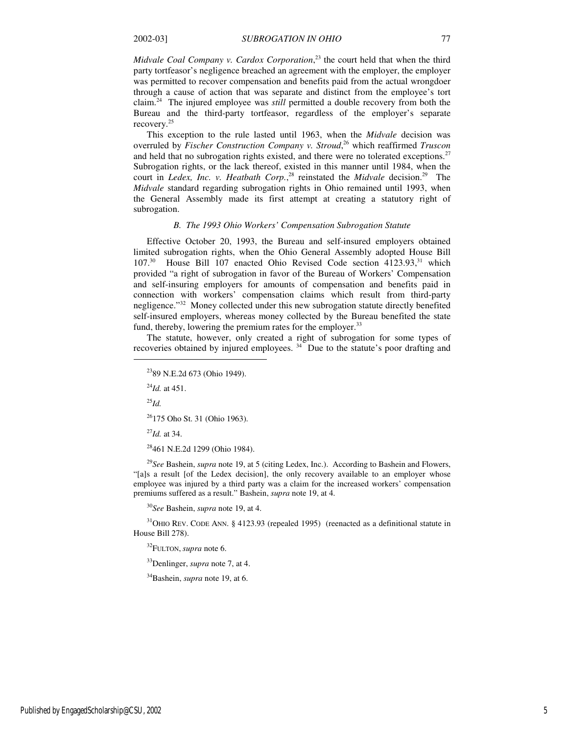*Midvale Coal Company v. Cardox Corporation*,[23] the court held that when the third party tortfeasor's negligence breached an agreement with the employer, the employer was permitted to recover compensation and benefits paid from the actual wrongdoer through a cause of action that was separate and distinct from the employee's tort claim.[24] The injured employee was *still* permitted a double recovery from both the Bureau and the third-party tortfeasor, regardless of the employer's separate recovery.[25]

This exception to the rule lasted until 1963, when the *Midvale* decision was overruled by *Fischer Construction Company v. Stroud*,[26] which reaffirmed *Truscon* and held that no subrogation rights existed, and there were no tolerated exceptions.[27] Subrogation rights, or the lack thereof, existed in this manner until 1984, when the court in *Ledex, Inc. v. Heatbath Corp.*,[28] reinstated the *Midvale* decision.[29] The *Midvale* standard regarding subrogation rights in Ohio remained until 1993, when the General Assembly made its first attempt at creating a statutory right of subrogation.

### *B. The 1993 Ohio Workers' Compensation Subrogation Statute*

Effective October 20, 1993, the Bureau and self-insured employers obtained limited subrogation rights, when the Ohio General Assembly adopted House Bill 107.[30] House Bill 107 enacted Ohio Revised Code section 4123.93,[31] which provided "a right of subrogation in favor of the Bureau of Workers' Compensation and self-insuring employers for amounts of compensation and benefits paid in connection with workers' compensation claims which result from third-party negligence."[32] Money collected under this new subrogation statute directly benefited self-insured employers, whereas money collected by the Bureau benefited the state fund, thereby, lowering the premium rates for the employer.[33]

The statute, however, only created a right of subrogation for some types of recoveries obtained by injured employees. [34] Due to the statute's poor drafting and

---

[23] 89 N.E.2d 673 (Ohio 1949).

[24] *Id.* at 451.

[25] *Id.*

[26] 175 Oho St. 31 (Ohio 1963).

[27] *Id.* at 34.

[28] 461 N.E.2d 1299 (Ohio 1984).

[29] *See* Bashein, *supra* note 19, at 5 (citing Ledex, Inc.). According to Bashein and Flowers, "[a]s a result [of the Ledex decision], the only recovery available to an employer whose employee was injured by a third party was a claim for the increased workers' compensation premiums suffered as a result." Bashein, *supra* note 19, at 4.

[30] *See* Bashein, *supra* note 19, at 4.

[31] OHIO REV. CODE ANN. § 4123.93 (repealed 1995) (reenacted as a definitional statute in House Bill 278).

[32] FULTON, *supra* note 6.

[33] Denlinger, *supra* note 7, at 4.

[34] Bashein, *supra* note 19, at 6.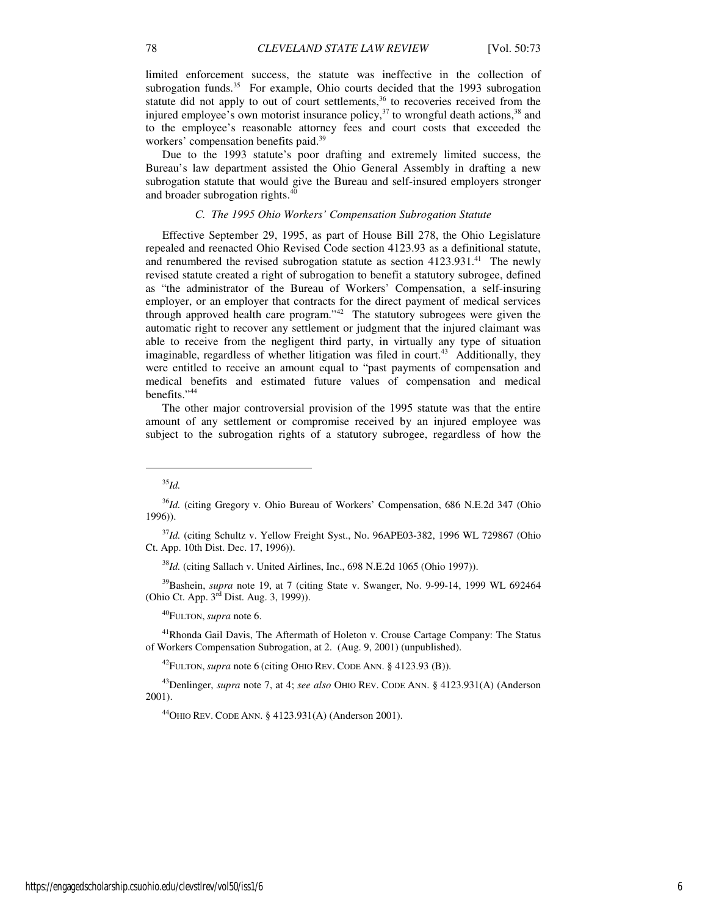limited enforcement success, the statute was ineffective in the collection of subrogation funds.[35] For example, Ohio courts decided that the 1993 subrogation statute did not apply to out of court settlements,[36] to recoveries received from the injured employee's own motorist insurance policy,[37] to wrongful death actions,[38] and to the employee's reasonable attorney fees and court costs that exceeded the workers' compensation benefits paid.[39]

Due to the 1993 statute's poor drafting and extremely limited success, the Bureau's law department assisted the Ohio General Assembly in drafting a new subrogation statute that would give the Bureau and self-insured employers stronger and broader subrogation rights.[40]

### *C. The 1995 Ohio Workers' Compensation Subrogation Statute*

Effective September 29, 1995, as part of House Bill 278, the Ohio Legislature repealed and reenacted Ohio Revised Code section 4123.93 as a definitional statute, and renumbered the revised subrogation statute as section 4123.931.[41] The newly revised statute created a right of subrogation to benefit a statutory subrogee, defined as "the administrator of the Bureau of Workers' Compensation, a self-insuring employer, or an employer that contracts for the direct payment of medical services through approved health care program."[42] The statutory subrogees were given the automatic right to recover any settlement or judgment that the injured claimant was able to receive from the negligent third party, in virtually any type of situation imaginable, regardless of whether litigation was filed in court.[43] Additionally, they were entitled to receive an amount equal to "past payments of compensation and medical benefits and estimated future values of compensation and medical benefits."[44]

The other major controversial provision of the 1995 statute was that the entire amount of any settlement or compromise received by an injured employee was subject to the subrogation rights of a statutory subrogee, regardless of how the

---

[35] *Id.*

[36] *Id.* (citing Gregory v. Ohio Bureau of Workers' Compensation, 686 N.E.2d 347 (Ohio 1996)).

[37] *Id.* (citing Schultz v. Yellow Freight Syst., No. 96APE03-382, 1996 WL 729867 (Ohio Ct. App. 10th Dist. Dec. 17, 1996)).

[38] *Id.* (citing Sallach v. United Airlines, Inc., 698 N.E.2d 1065 (Ohio 1997)).

[39] Bashein, *supra* note 19, at 7 (citing State v. Swanger, No. 9-99-14, 1999 WL 692464 (Ohio Ct. App. 3rd Dist. Aug. 3, 1999)).

[40] FULTON, *supra* note 6.

[41] Rhonda Gail Davis, The Aftermath of Holeton v. Crouse Cartage Company: The Status of Workers Compensation Subrogation, at 2. (Aug. 9, 2001) (unpublished).

[42] FULTON, *supra* note 6 (citing OHIO REV. CODE ANN. § 4123.93 (B)).

[43] Denlinger, *supra* note 7, at 4; *see also* OHIO REV. CODE ANN. § 4123.931(A) (Anderson 2001).

[44] OHIO REV. CODE ANN. § 4123.931(A) (Anderson 2001).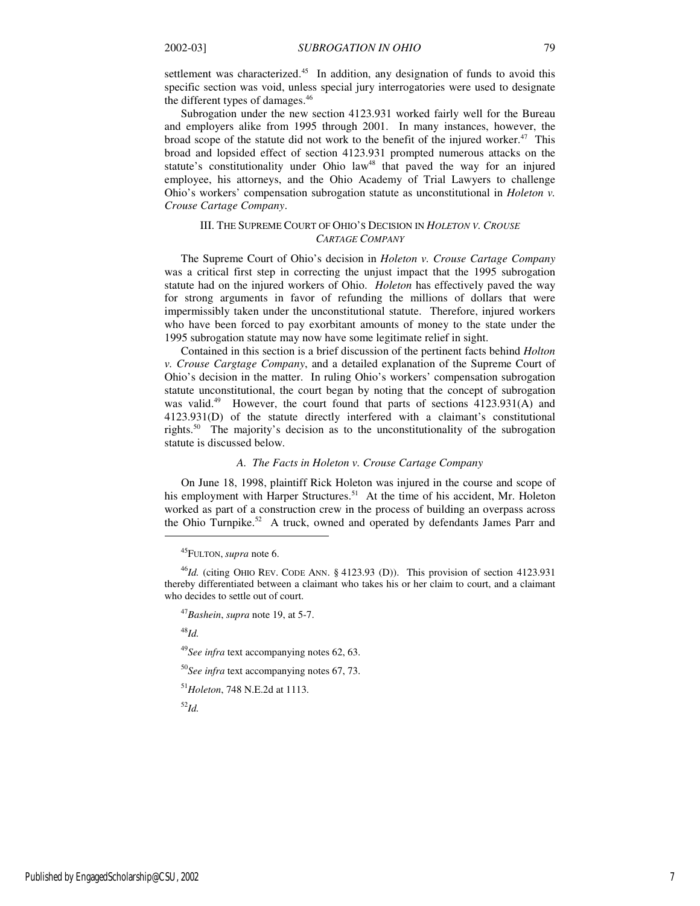settlement was characterized.[45] In addition, any designation of funds to avoid this specific section was void, unless special jury interrogatories were used to designate the different types of damages.[46]

Subrogation under the new section 4123.931 worked fairly well for the Bureau and employers alike from 1995 through 2001. In many instances, however, the broad scope of the statute did not work to the benefit of the injured worker.[47] This broad and lopsided effect of section 4123.931 prompted numerous attacks on the statute's constitutionality under Ohio law[48] that paved the way for an injured employee, his attorneys, and the Ohio Academy of Trial Lawyers to challenge Ohio's workers' compensation subrogation statute as unconstitutional in *Holeton v. Crouse Cartage Company*.

## III. The Supreme Court of Ohio's Decision in *Holeton v. Crouse Cartage Company*

The Supreme Court of Ohio's decision in *Holeton v. Crouse Cartage Company* was a critical first step in correcting the unjust impact that the 1995 subrogation statute had on the injured workers of Ohio. *Holeton* has effectively paved the way for strong arguments in favor of refunding the millions of dollars that were impermissibly taken under the unconstitutional statute. Therefore, injured workers who have been forced to pay exorbitant amounts of money to the state under the 1995 subrogation statute may now have some legitimate relief in sight.

Contained in this section is a brief discussion of the pertinent facts behind *Holton v. Crouse Cargtage Company*, and a detailed explanation of the Supreme Court of Ohio's decision in the matter. In ruling Ohio's workers' compensation subrogation statute unconstitutional, the court began by noting that the concept of subrogation was valid.[49] However, the court found that parts of sections 4123.931(A) and 4123.931(D) of the statute directly interfered with a claimant's constitutional rights.[50] The majority's decision as to the unconstitutionality of the subrogation statute is discussed below.

### *A. The Facts in Holeton v. Crouse Cartage Company*

On June 18, 1998, plaintiff Rick Holeton was injured in the course and scope of his employment with Harper Structures.[51] At the time of his accident, Mr. Holeton worked as part of a construction crew in the process of building an overpass across the Ohio Turnpike.[52] A truck, owned and operated by defendants James Parr and

---

[45] Fulton, *supra* note 6.

[46] *Id.* (citing Ohio Rev. Code Ann. § 4123.93 (D)). This provision of section 4123.931 thereby differentiated between a claimant who takes his or her claim to court, and a claimant who decides to settle out of court.

[47] *Bashein*, *supra* note 19, at 5-7.

[48] *Id.*

[49] *See infra* text accompanying notes 62, 63.

[50] *See infra* text accompanying notes 67, 73.

[51] *Holeton*, 748 N.E.2d at 1113.

[52] *Id.*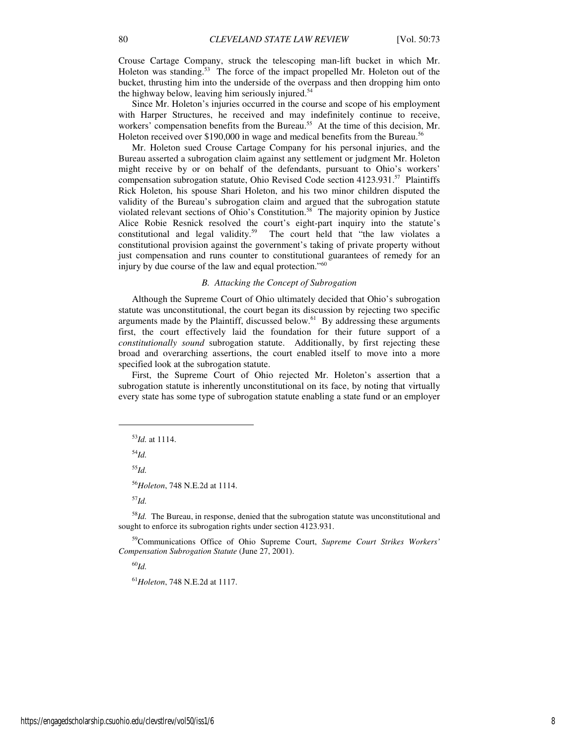Crouse Cartage Company, struck the telescoping man-lift bucket in which Mr. Holeton was standing.[53] The force of the impact propelled Mr. Holeton out of the bucket, thrusting him into the underside of the overpass and then dropping him onto the highway below, leaving him seriously injured.[54]

Since Mr. Holeton's injuries occurred in the course and scope of his employment with Harper Structures, he received and may indefinitely continue to receive, workers' compensation benefits from the Bureau.[55] At the time of this decision, Mr. Holeton received over $190,000 in wage and medical benefits from the Bureau.[56]

Mr. Holeton sued Crouse Cartage Company for his personal injuries, and the Bureau asserted a subrogation claim against any settlement or judgment Mr. Holeton might receive by or on behalf of the defendants, pursuant to Ohio's workers' compensation subrogation statute, Ohio Revised Code section 4123.931.[57] Plaintiffs Rick Holeton, his spouse Shari Holeton, and his two minor children disputed the validity of the Bureau's subrogation claim and argued that the subrogation statute violated relevant sections of Ohio's Constitution.[58] The majority opinion by Justice Alice Robie Resnick resolved the court's eight-part inquiry into the statute's constitutional and legal validity.[59] The court held that "the law violates a constitutional provision against the government's taking of private property without just compensation and runs counter to constitutional guarantees of remedy for an injury by due course of the law and equal protection."[60]

### *B. Attacking the Concept of Subrogation*

Although the Supreme Court of Ohio ultimately decided that Ohio's subrogation statute was unconstitutional, the court began its discussion by rejecting two specific arguments made by the Plaintiff, discussed below.[61] By addressing these arguments first, the court effectively laid the foundation for their future support of a *constitutionally sound* subrogation statute. Additionally, by first rejecting these broad and overarching assertions, the court enabled itself to move into a more specified look at the subrogation statute.

First, the Supreme Court of Ohio rejected Mr. Holeton's assertion that a subrogation statute is inherently unconstitutional on its face, by noting that virtually every state has some type of subrogation statute enabling a state fund or an employer

---

[53] *Id.* at 1114.

[54] *Id.*

[55] *Id.*

[56] *Holeton*, 748 N.E.2d at 1114.

[57] *Id.*

[58] *Id.* The Bureau, in response, denied that the subrogation statute was unconstitutional and sought to enforce its subrogation rights under section 4123.931.

[59] Communications Office of Ohio Supreme Court, *Supreme Court Strikes Workers' Compensation Subrogation Statute* (June 27, 2001).

[60] *Id.*

[61] *Holeton*, 748 N.E.2d at 1117.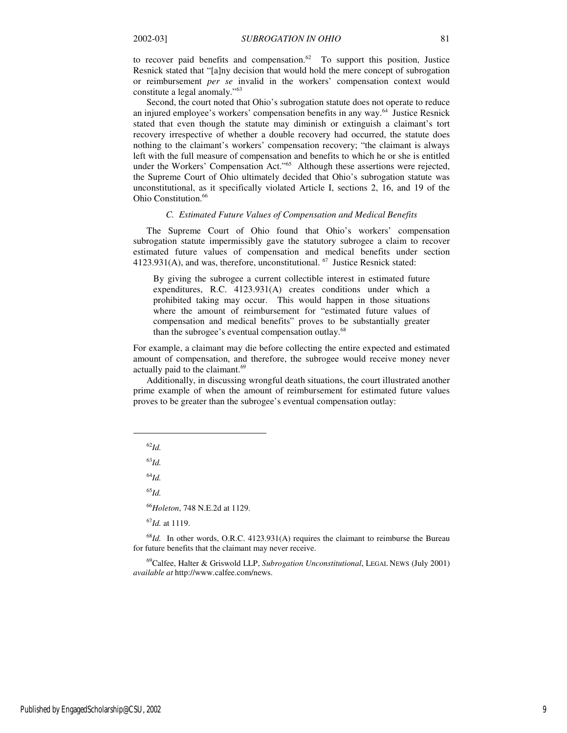to recover paid benefits and compensation.[62] To support this position, Justice Resnick stated that "[a]ny decision that would hold the mere concept of subrogation or reimbursement *per se* invalid in the workers' compensation context would constitute a legal anomaly."[63]

Second, the court noted that Ohio's subrogation statute does not operate to reduce an injured employee's workers' compensation benefits in any way.[64] Justice Resnick stated that even though the statute may diminish or extinguish a claimant's tort recovery irrespective of whether a double recovery had occurred, the statute does nothing to the claimant's workers' compensation recovery; "the claimant is always left with the full measure of compensation and benefits to which he or she is entitled under the Workers' Compensation Act."[65] Although these assertions were rejected, the Supreme Court of Ohio ultimately decided that Ohio's subrogation statute was unconstitutional, as it specifically violated Article I, sections 2, 16, and 19 of the Ohio Constitution.[66]

### *C. Estimated Future Values of Compensation and Medical Benefits*

The Supreme Court of Ohio found that Ohio's workers' compensation subrogation statute impermissibly gave the statutory subrogee a claim to recover estimated future values of compensation and medical benefits under section 4123.931(A), and was, therefore, unconstitutional.[67] Justice Resnick stated:

> By giving the subrogee a current collectible interest in estimated future expenditures, R.C. 4123.931(A) creates conditions under which a prohibited taking may occur. This would happen in those situations where the amount of reimbursement for "estimated future values of compensation and medical benefits" proves to be substantially greater than the subrogee's eventual compensation outlay.[68]

For example, a claimant may die before collecting the entire expected and estimated amount of compensation, and therefore, the subrogee would receive money never actually paid to the claimant.[69]

Additionally, in discussing wrongful death situations, the court illustrated another prime example of when the amount of reimbursement for estimated future values proves to be greater than the subrogee's eventual compensation outlay:

---

[62] *Id.*

[63] *Id.*

[64] *Id.*

[65] *Id.*

[66] *Holeton*, 748 N.E.2d at 1129.

[67] *Id.* at 1119.

[68] *Id.* In other words, O.R.C. 4123.931(A) requires the claimant to reimburse the Bureau for future benefits that the claimant may never receive.

[69] Calfee, Halter & Griswold LLP, *Subrogation Unconstitutional*, LEGAL NEWS (July 2001) *available at* http://www.calfee.com/news.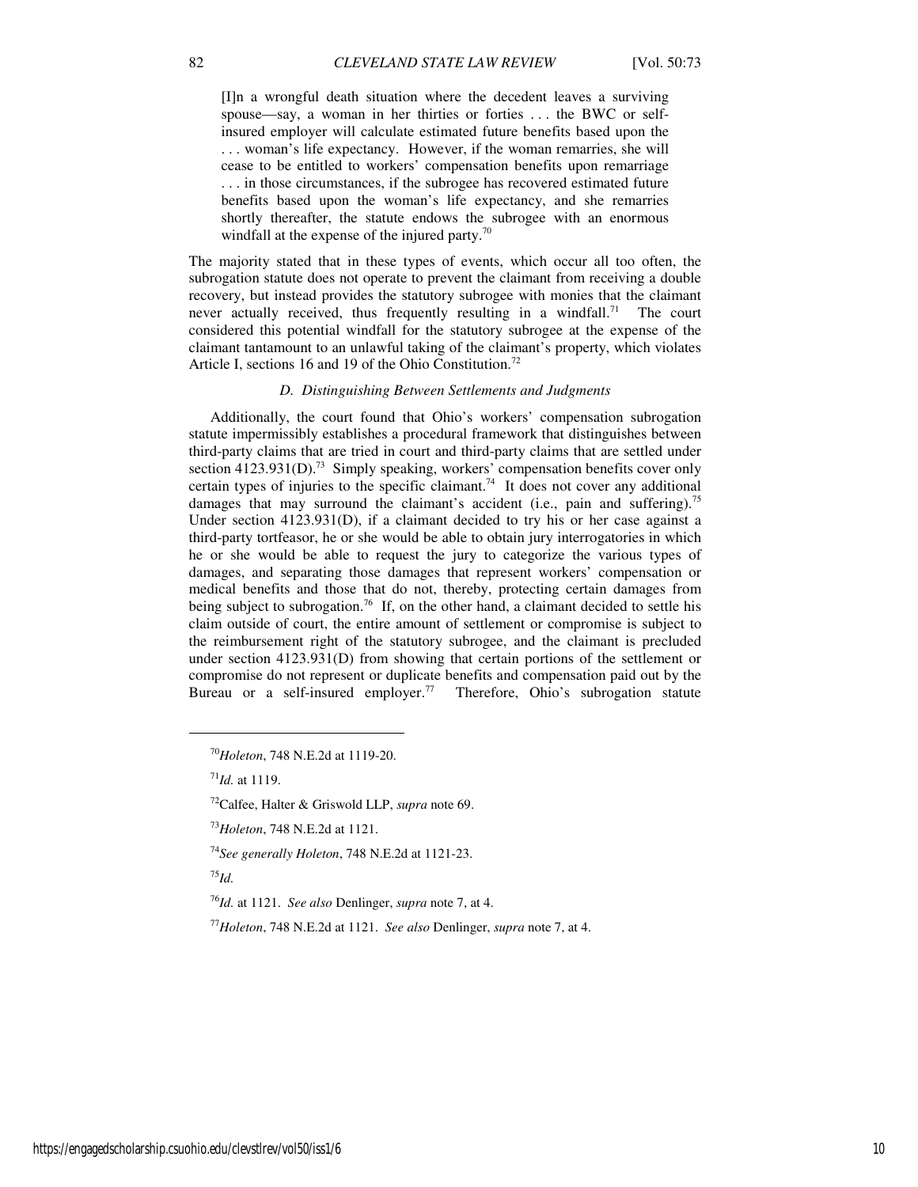> [I]n a wrongful death situation where the decedent leaves a surviving spouse—say, a woman in her thirties or forties . . . the BWC or self-insured employer will calculate estimated future benefits based upon the . . . woman's life expectancy. However, if the woman remarries, she will cease to be entitled to workers' compensation benefits upon remarriage . . . in those circumstances, if the subrogee has recovered estimated future benefits based upon the woman's life expectancy, and she remarries shortly thereafter, the statute endows the subrogee with an enormous windfall at the expense of the injured party.[70]

The majority stated that in these types of events, which occur all too often, the subrogation statute does not operate to prevent the claimant from receiving a double recovery, but instead provides the statutory subrogee with monies that the claimant never actually received, thus frequently resulting in a windfall.[71] The court considered this potential windfall for the statutory subrogee at the expense of the claimant tantamount to an unlawful taking of the claimant's property, which violates Article I, sections 16 and 19 of the Ohio Constitution.[72]

### *D. Distinguishing Between Settlements and Judgments*

Additionally, the court found that Ohio's workers' compensation subrogation statute impermissibly establishes a procedural framework that distinguishes between third-party claims that are tried in court and third-party claims that are settled under section 4123.931(D).[73] Simply speaking, workers' compensation benefits cover only certain types of injuries to the specific claimant.[74] It does not cover any additional damages that may surround the claimant's accident (i.e., pain and suffering).[75] Under section 4123.931(D), if a claimant decided to try his or her case against a third-party tortfeasor, he or she would be able to obtain jury interrogatories in which he or she would be able to request the jury to categorize the various types of damages, and separating those damages that represent workers' compensation or medical benefits and those that do not, thereby, protecting certain damages from being subject to subrogation.[76] If, on the other hand, a claimant decided to settle his claim outside of court, the entire amount of settlement or compromise is subject to the reimbursement right of the statutory subrogee, and the claimant is precluded under section 4123.931(D) from showing that certain portions of the settlement or compromise do not represent or duplicate benefits and compensation paid out by the Bureau or a self-insured employer.[77] Therefore, Ohio's subrogation statute

---

[70]*Holeton*, 748 N.E.2d at 1119-20.

[71]*Id.* at 1119.

[72]Calfee, Halter & Griswold LLP, *supra* note 69.

[73]*Holeton*, 748 N.E.2d at 1121.

[74]*See generally Holeton*, 748 N.E.2d at 1121-23.

[75]*Id.*

[76]*Id.* at 1121. *See also* Denlinger, *supra* note 7, at 4.

[77]*Holeton*, 748 N.E.2d at 1121. *See also* Denlinger, *supra* note 7, at 4.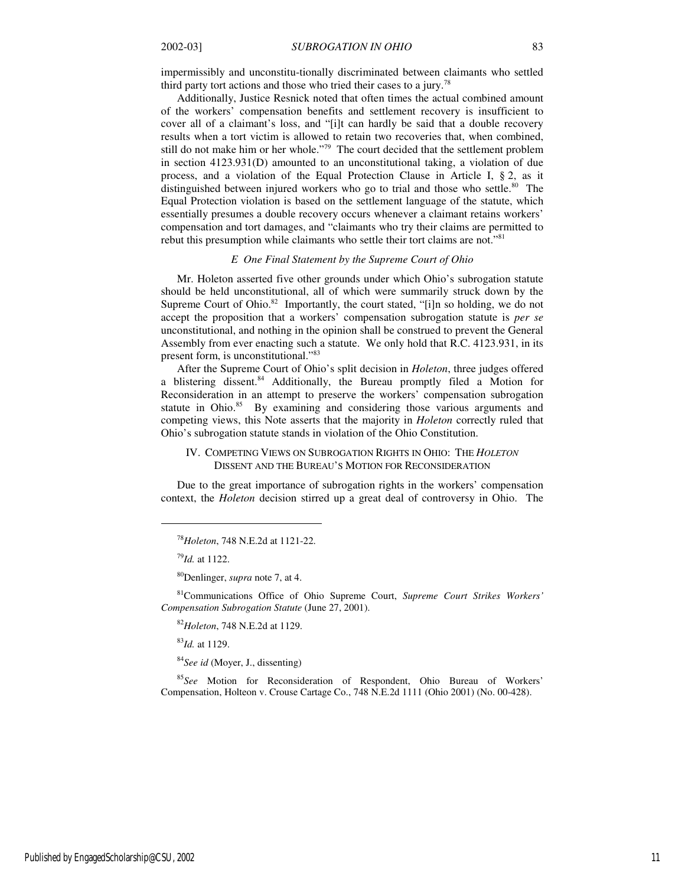impermissibly and unconstitu-tionally discriminated between claimants who settled third party tort actions and those who tried their cases to a jury.[78]

Additionally, Justice Resnick noted that often times the actual combined amount of the workers' compensation benefits and settlement recovery is insufficient to cover all of a claimant's loss, and "[i]t can hardly be said that a double recovery results when a tort victim is allowed to retain two recoveries that, when combined, still do not make him or her whole."[79] The court decided that the settlement problem in section 4123.931(D) amounted to an unconstitutional taking, a violation of due process, and a violation of the Equal Protection Clause in Article I, § 2, as it distinguished between injured workers who go to trial and those who settle.[80] The Equal Protection violation is based on the settlement language of the statute, which essentially presumes a double recovery occurs whenever a claimant retains workers' compensation and tort damages, and "claimants who try their claims are permitted to rebut this presumption while claimants who settle their tort claims are not."[81]

### *E One Final Statement by the Supreme Court of Ohio*

Mr. Holeton asserted five other grounds under which Ohio's subrogation statute should be held unconstitutional, all of which were summarily struck down by the Supreme Court of Ohio.[82] Importantly, the court stated, "[i]n so holding, we do not accept the proposition that a workers' compensation subrogation statute is *per se* unconstitutional, and nothing in the opinion shall be construed to prevent the General Assembly from ever enacting such a statute. We only hold that R.C. 4123.931, in its present form, is unconstitutional."[83]

After the Supreme Court of Ohio's split decision in *Holeton*, three judges offered a blistering dissent.[84] Additionally, the Bureau promptly filed a Motion for Reconsideration in an attempt to preserve the workers' compensation subrogation statute in Ohio.[85] By examining and considering those various arguments and competing views, this Note asserts that the majority in *Holeton* correctly ruled that Ohio's subrogation statute stands in violation of the Ohio Constitution.

## IV. COMPETING VIEWS ON SUBROGATION RIGHTS IN OHIO: THE *HOLETON* DISSENT AND THE BUREAU'S MOTION FOR RECONSIDERATION

Due to the great importance of subrogation rights in the workers' compensation context, the *Holeton* decision stirred up a great deal of controversy in Ohio. The

---

[78] *Holeton*, 748 N.E.2d at 1121-22.

[79] *Id.* at 1122.

[80] Denlinger, *supra* note 7, at 4.

[81] Communications Office of Ohio Supreme Court, *Supreme Court Strikes Workers' Compensation Subrogation Statute* (June 27, 2001).

[82] *Holeton*, 748 N.E.2d at 1129.

[83] *Id.* at 1129.

[84] *See id* (Moyer, J., dissenting)

[85] *See* Motion for Reconsideration of Respondent, Ohio Bureau of Workers' Compensation, Holteon v. Crouse Cartage Co., 748 N.E.2d 1111 (Ohio 2001) (No. 00-428).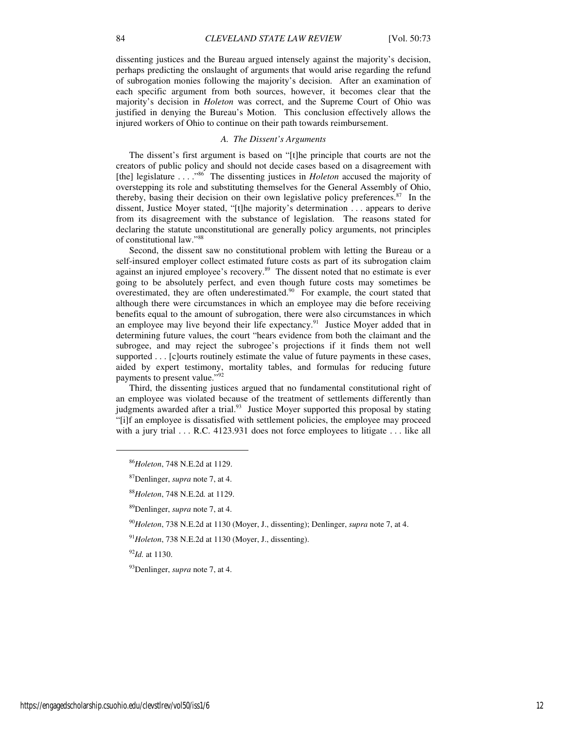dissenting justices and the Bureau argued intensely against the majority's decision, perhaps predicting the onslaught of arguments that would arise regarding the refund of subrogation monies following the majority's decision. After an examination of each specific argument from both sources, however, it becomes clear that the majority's decision in *Holeton* was correct, and the Supreme Court of Ohio was justified in denying the Bureau's Motion. This conclusion effectively allows the injured workers of Ohio to continue on their path towards reimbursement.

### *A. The Dissent's Arguments*

The dissent's first argument is based on "[t]he principle that courts are not the creators of public policy and should not decide cases based on a disagreement with [the] legislature . . . ."[86] The dissenting justices in *Holeton* accused the majority of overstepping its role and substituting themselves for the General Assembly of Ohio, thereby, basing their decision on their own legislative policy preferences.[87] In the dissent, Justice Moyer stated, "[t]he majority's determination . . . appears to derive from its disagreement with the substance of legislation. The reasons stated for declaring the statute unconstitutional are generally policy arguments, not principles of constitutional law."[88]

Second, the dissent saw no constitutional problem with letting the Bureau or a self-insured employer collect estimated future costs as part of its subrogation claim against an injured employee's recovery.[89] The dissent noted that no estimate is ever going to be absolutely perfect, and even though future costs may sometimes be overestimated, they are often underestimated.[90] For example, the court stated that although there were circumstances in which an employee may die before receiving benefits equal to the amount of subrogation, there were also circumstances in which an employee may live beyond their life expectancy.[91] Justice Moyer added that in determining future values, the court "hears evidence from both the claimant and the subrogee, and may reject the subrogee's projections if it finds them not well supported . . . [c]ourts routinely estimate the value of future payments in these cases, aided by expert testimony, mortality tables, and formulas for reducing future payments to present value."[92]

Third, the dissenting justices argued that no fundamental constitutional right of an employee was violated because of the treatment of settlements differently than judgments awarded after a trial.[93] Justice Moyer supported this proposal by stating "[i]f an employee is dissatisfied with settlement policies, the employee may proceed with a jury trial . . . R.C. 4123.931 does not force employees to litigate . . . like all

---

[86]*Holeton*, 748 N.E.2d at 1129.

[87]Denlinger, *supra* note 7, at 4.

[88]*Holeton*, 748 N.E.2d. at 1129.

[89]Denlinger, *supra* note 7, at 4.

[90]*Holeton*, 738 N.E.2d at 1130 (Moyer, J., dissenting); Denlinger, *supra* note 7, at 4.

[91]*Holeton*, 738 N.E.2d at 1130 (Moyer, J., dissenting).

[92]*Id.* at 1130.

[93]Denlinger, *supra* note 7, at 4.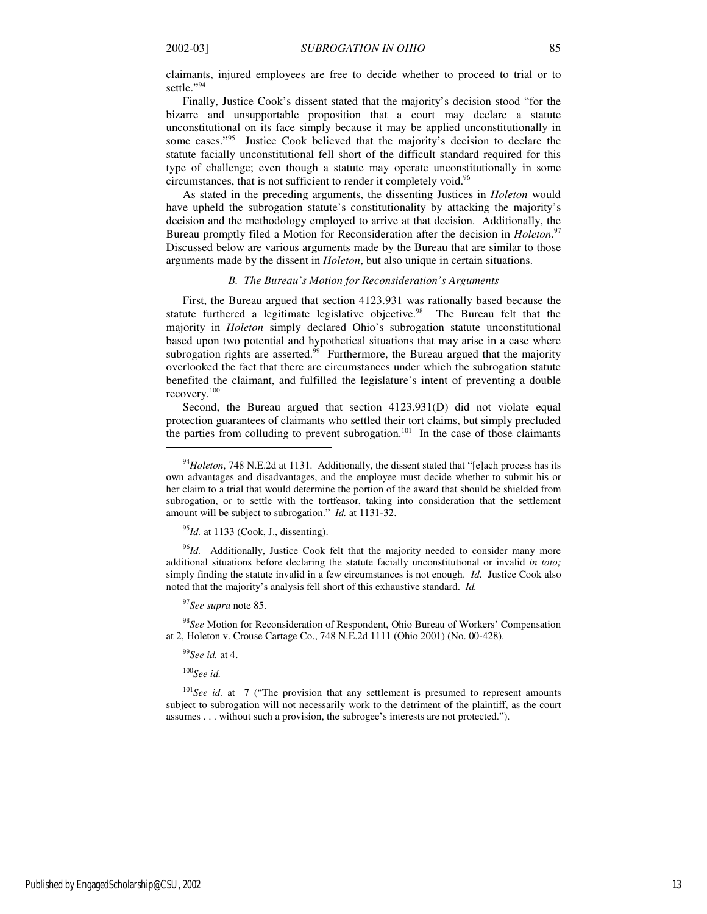claimants, injured employees are free to decide whether to proceed to trial or to settle."[94]

Finally, Justice Cook's dissent stated that the majority's decision stood "for the bizarre and unsupportable proposition that a court may declare a statute unconstitutional on its face simply because it may be applied unconstitutionally in some cases."[95] Justice Cook believed that the majority's decision to declare the statute facially unconstitutional fell short of the difficult standard required for this type of challenge; even though a statute may operate unconstitutionally in some circumstances, that is not sufficient to render it completely void.[96]

As stated in the preceding arguments, the dissenting Justices in *Holeton* would have upheld the subrogation statute's constitutionality by attacking the majority's decision and the methodology employed to arrive at that decision. Additionally, the Bureau promptly filed a Motion for Reconsideration after the decision in *Holeton*.[97] Discussed below are various arguments made by the Bureau that are similar to those arguments made by the dissent in *Holeton*, but also unique in certain situations.

### *B. The Bureau's Motion for Reconsideration's Arguments*

First, the Bureau argued that section 4123.931 was rationally based because the statute furthered a legitimate legislative objective.[98] The Bureau felt that the majority in *Holeton* simply declared Ohio's subrogation statute unconstitutional based upon two potential and hypothetical situations that may arise in a case where subrogation rights are asserted.[99] Furthermore, the Bureau argued that the majority overlooked the fact that there are circumstances under which the subrogation statute benefited the claimant, and fulfilled the legislature's intent of preventing a double recovery.[100]

Second, the Bureau argued that section 4123.931(D) did not violate equal protection guarantees of claimants who settled their tort claims, but simply precluded the parties from colluding to prevent subrogation.[101] In the case of those claimants

---

[94]*Holeton*, 748 N.E.2d at 1131. Additionally, the dissent stated that "[e]ach process has its own advantages and disadvantages, and the employee must decide whether to submit his or her claim to a trial that would determine the portion of the award that should be shielded from subrogation, or to settle with the tortfeasor, taking into consideration that the settlement amount will be subject to subrogation." *Id.* at 1131-32.

[95]*Id.* at 1133 (Cook, J., dissenting).

[96]*Id.* Additionally, Justice Cook felt that the majority needed to consider many more additional situations before declaring the statute facially unconstitutional or invalid *in toto;* simply finding the statute invalid in a few circumstances is not enough. *Id.* Justice Cook also noted that the majority's analysis fell short of this exhaustive standard. *Id.*

[97]*See supra* note 85.

[98]*See* Motion for Reconsideration of Respondent, Ohio Bureau of Workers' Compensation at 2, Holeton v. Crouse Cartage Co., 748 N.E.2d 1111 (Ohio 2001) (No. 00-428).

[99]*See id.* at 4.

[100]*See id.*

[101]*See id.* at 7 ("The provision that any settlement is presumed to represent amounts subject to subrogation will not necessarily work to the detriment of the plaintiff, as the court assumes . . . without such a provision, the subrogee's interests are not protected.").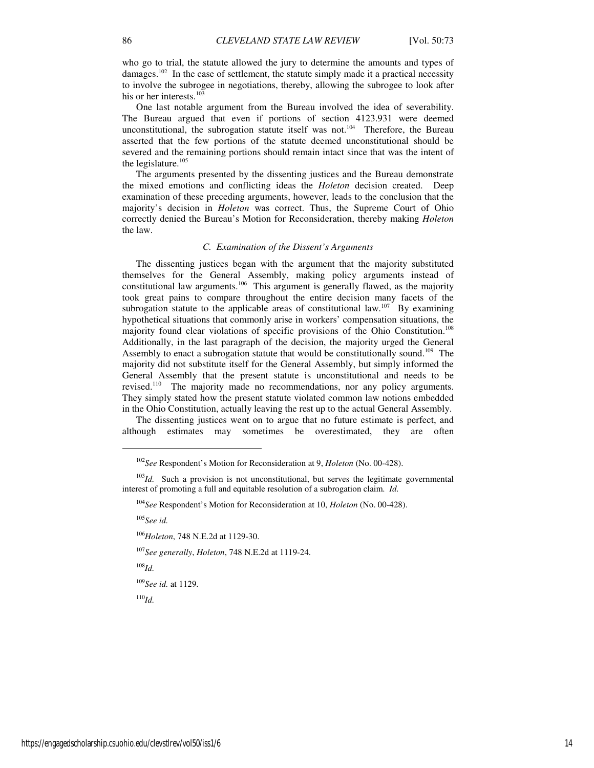who go to trial, the statute allowed the jury to determine the amounts and types of damages.[102] In the case of settlement, the statute simply made it a practical necessity to involve the subrogee in negotiations, thereby, allowing the subrogee to look after his or her interests.[103]

One last notable argument from the Bureau involved the idea of severability. The Bureau argued that even if portions of section 4123.931 were deemed unconstitutional, the subrogation statute itself was not.[104] Therefore, the Bureau asserted that the few portions of the statute deemed unconstitutional should be severed and the remaining portions should remain intact since that was the intent of the legislature.[105]

The arguments presented by the dissenting justices and the Bureau demonstrate the mixed emotions and conflicting ideas the *Holeton* decision created. Deep examination of these preceding arguments, however, leads to the conclusion that the majority's decision in *Holeton* was correct. Thus, the Supreme Court of Ohio correctly denied the Bureau's Motion for Reconsideration, thereby making *Holeton* the law.

### *C. Examination of the Dissent's Arguments*

The dissenting justices began with the argument that the majority substituted themselves for the General Assembly, making policy arguments instead of constitutional law arguments.[106] This argument is generally flawed, as the majority took great pains to compare throughout the entire decision many facets of the subrogation statute to the applicable areas of constitutional law.[107] By examining hypothetical situations that commonly arise in workers' compensation situations, the majority found clear violations of specific provisions of the Ohio Constitution.[108] Additionally, in the last paragraph of the decision, the majority urged the General Assembly to enact a subrogation statute that would be constitutionally sound.[109] The majority did not substitute itself for the General Assembly, but simply informed the General Assembly that the present statute is unconstitutional and needs to be revised.[110] The majority made no recommendations, nor any policy arguments. They simply stated how the present statute violated common law notions embedded in the Ohio Constitution, actually leaving the rest up to the actual General Assembly.

The dissenting justices went on to argue that no future estimate is perfect, and although estimates may sometimes be overestimated, they are often

---

[102]*See* Respondent's Motion for Reconsideration at 9, *Holeton* (No. 00-428).

[103]*Id.* Such a provision is not unconstitutional, but serves the legitimate governmental interest of promoting a full and equitable resolution of a subrogation claim. *Id.*

[104]*See* Respondent's Motion for Reconsideration at 10, *Holeton* (No. 00-428).

[105]*See id.*

[106]*Holeton*, 748 N.E.2d at 1129-30.

[107]*See generally*, *Holeton*, 748 N.E.2d at 1119-24.

[108]*Id.*

[109]*See id.* at 1129.

[110]*Id.*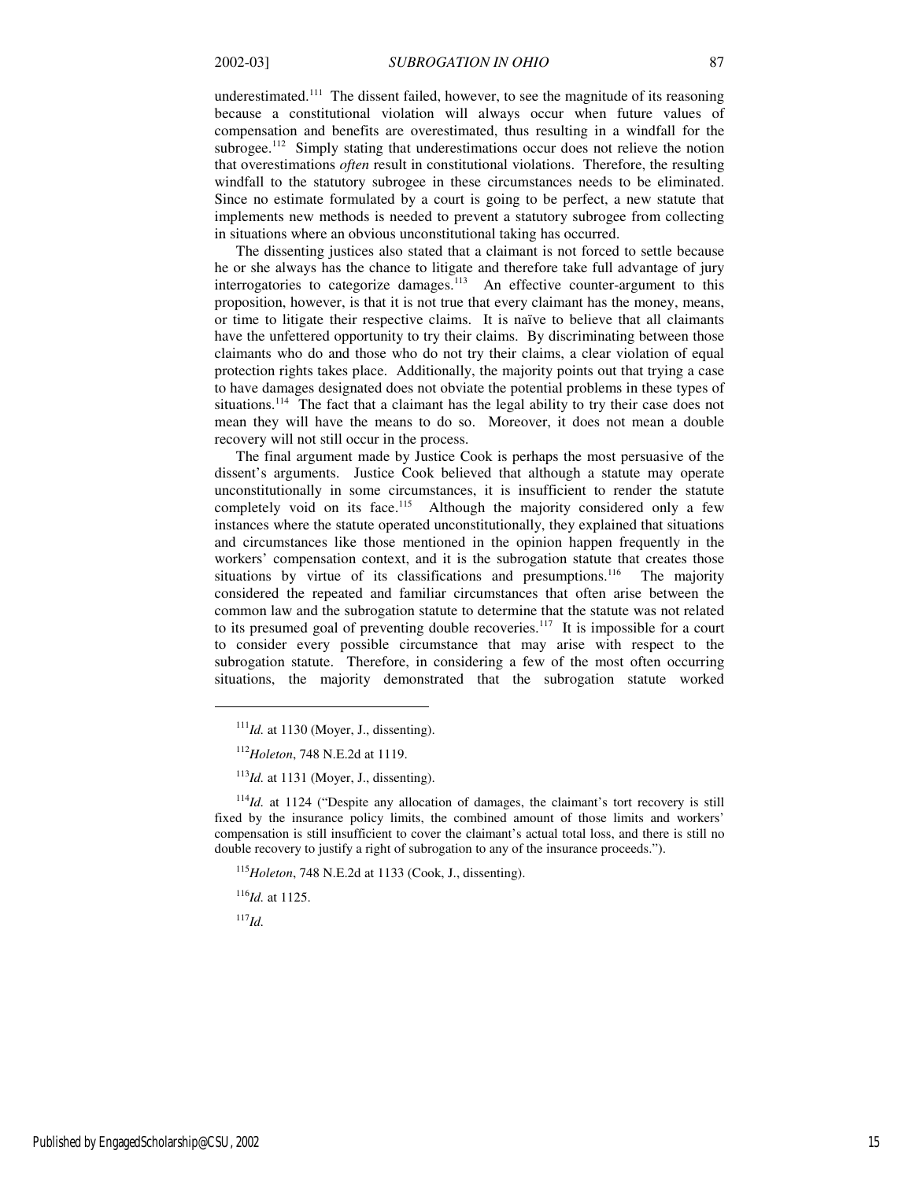underestimated.[111] The dissent failed, however, to see the magnitude of its reasoning because a constitutional violation will always occur when future values of compensation and benefits are overestimated, thus resulting in a windfall for the subrogee.[112] Simply stating that underestimations occur does not relieve the notion that overestimations *often* result in constitutional violations. Therefore, the resulting windfall to the statutory subrogee in these circumstances needs to be eliminated. Since no estimate formulated by a court is going to be perfect, a new statute that implements new methods is needed to prevent a statutory subrogee from collecting in situations where an obvious unconstitutional taking has occurred.

The dissenting justices also stated that a claimant is not forced to settle because he or she always has the chance to litigate and therefore take full advantage of jury interrogatories to categorize damages.[113] An effective counter-argument to this proposition, however, is that it is not true that every claimant has the money, means, or time to litigate their respective claims. It is naïve to believe that all claimants have the unfettered opportunity to try their claims. By discriminating between those claimants who do and those who do not try their claims, a clear violation of equal protection rights takes place. Additionally, the majority points out that trying a case to have damages designated does not obviate the potential problems in these types of situations.[114] The fact that a claimant has the legal ability to try their case does not mean they will have the means to do so. Moreover, it does not mean a double recovery will not still occur in the process.

The final argument made by Justice Cook is perhaps the most persuasive of the dissent's arguments. Justice Cook believed that although a statute may operate unconstitutionally in some circumstances, it is insufficient to render the statute completely void on its face.[115] Although the majority considered only a few instances where the statute operated unconstitutionally, they explained that situations and circumstances like those mentioned in the opinion happen frequently in the workers' compensation context, and it is the subrogation statute that creates those situations by virtue of its classifications and presumptions.[116] The majority considered the repeated and familiar circumstances that often arise between the common law and the subrogation statute to determine that the statute was not related to its presumed goal of preventing double recoveries.[117] It is impossible for a court to consider every possible circumstance that may arise with respect to the subrogation statute. Therefore, in considering a few of the most often occurring situations, the majority demonstrated that the subrogation statute worked

---

[111] *Id.* at 1130 (Moyer, J., dissenting).

[112] *Holeton*, 748 N.E.2d at 1119.

[113] *Id.* at 1131 (Moyer, J., dissenting).

[114] *Id.* at 1124 ("Despite any allocation of damages, the claimant's tort recovery is still fixed by the insurance policy limits, the combined amount of those limits and workers' compensation is still insufficient to cover the claimant's actual total loss, and there is still no double recovery to justify a right of subrogation to any of the insurance proceeds.").

[115] *Holeton*, 748 N.E.2d at 1133 (Cook, J., dissenting).

[116] *Id.* at 1125.

[117] *Id.*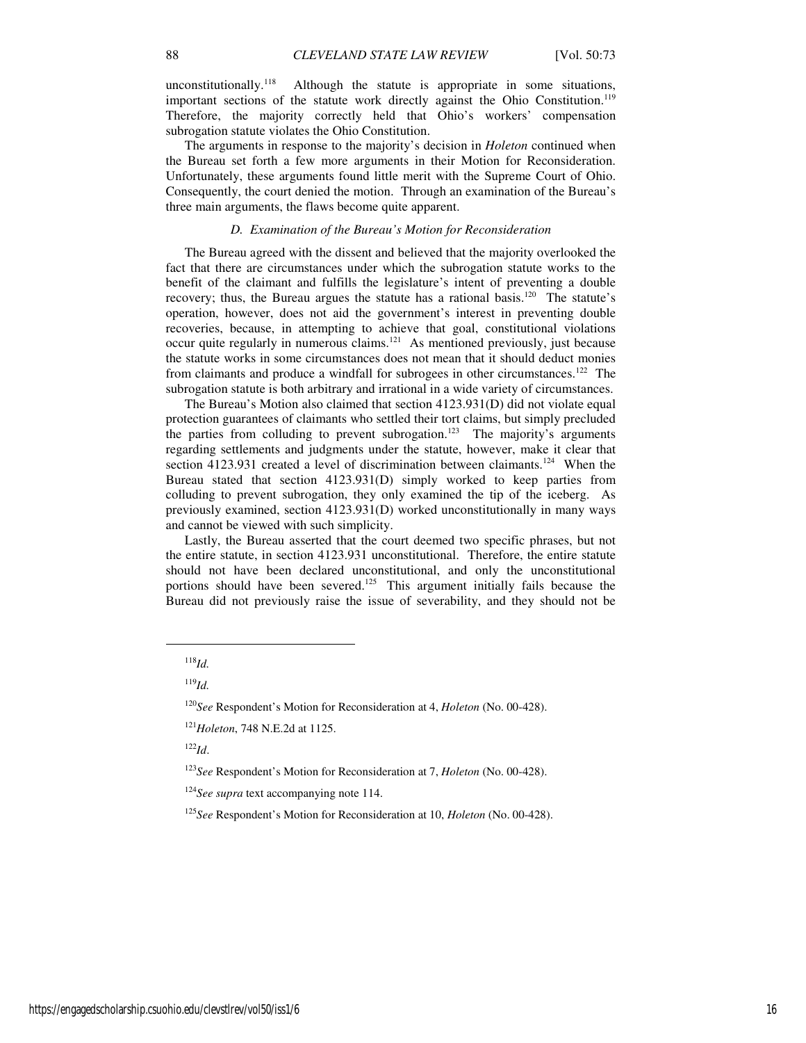unconstitutionally.[118] Although the statute is appropriate in some situations, important sections of the statute work directly against the Ohio Constitution.[119] Therefore, the majority correctly held that Ohio's workers' compensation subrogation statute violates the Ohio Constitution.

The arguments in response to the majority's decision in *Holeton* continued when the Bureau set forth a few more arguments in their Motion for Reconsideration. Unfortunately, these arguments found little merit with the Supreme Court of Ohio. Consequently, the court denied the motion. Through an examination of the Bureau's three main arguments, the flaws become quite apparent.

### *D. Examination of the Bureau's Motion for Reconsideration*

The Bureau agreed with the dissent and believed that the majority overlooked the fact that there are circumstances under which the subrogation statute works to the benefit of the claimant and fulfills the legislature's intent of preventing a double recovery; thus, the Bureau argues the statute has a rational basis.[120] The statute's operation, however, does not aid the government's interest in preventing double recoveries, because, in attempting to achieve that goal, constitutional violations occur quite regularly in numerous claims.[121] As mentioned previously, just because the statute works in some circumstances does not mean that it should deduct monies from claimants and produce a windfall for subrogees in other circumstances.[122] The subrogation statute is both arbitrary and irrational in a wide variety of circumstances.

The Bureau's Motion also claimed that section 4123.931(D) did not violate equal protection guarantees of claimants who settled their tort claims, but simply precluded the parties from colluding to prevent subrogation.[123] The majority's arguments regarding settlements and judgments under the statute, however, make it clear that section 4123.931 created a level of discrimination between claimants.[124] When the Bureau stated that section 4123.931(D) simply worked to keep parties from colluding to prevent subrogation, they only examined the tip of the iceberg. As previously examined, section 4123.931(D) worked unconstitutionally in many ways and cannot be viewed with such simplicity.

Lastly, the Bureau asserted that the court deemed two specific phrases, but not the entire statute, in section 4123.931 unconstitutional. Therefore, the entire statute should not have been declared unconstitutional, and only the unconstitutional portions should have been severed.[125] This argument initially fails because the Bureau did not previously raise the issue of severability, and they should not be

---

[118] *Id.*

[119] *Id.*

[120] *See* Respondent's Motion for Reconsideration at 4, *Holeton* (No. 00-428).

[121] *Holeton*, 748 N.E.2d at 1125.

[122] *Id*.

[123] *See* Respondent's Motion for Reconsideration at 7, *Holeton* (No. 00-428).

[124] *See supra* text accompanying note 114.

[125] *See* Respondent's Motion for Reconsideration at 10, *Holeton* (No. 00-428).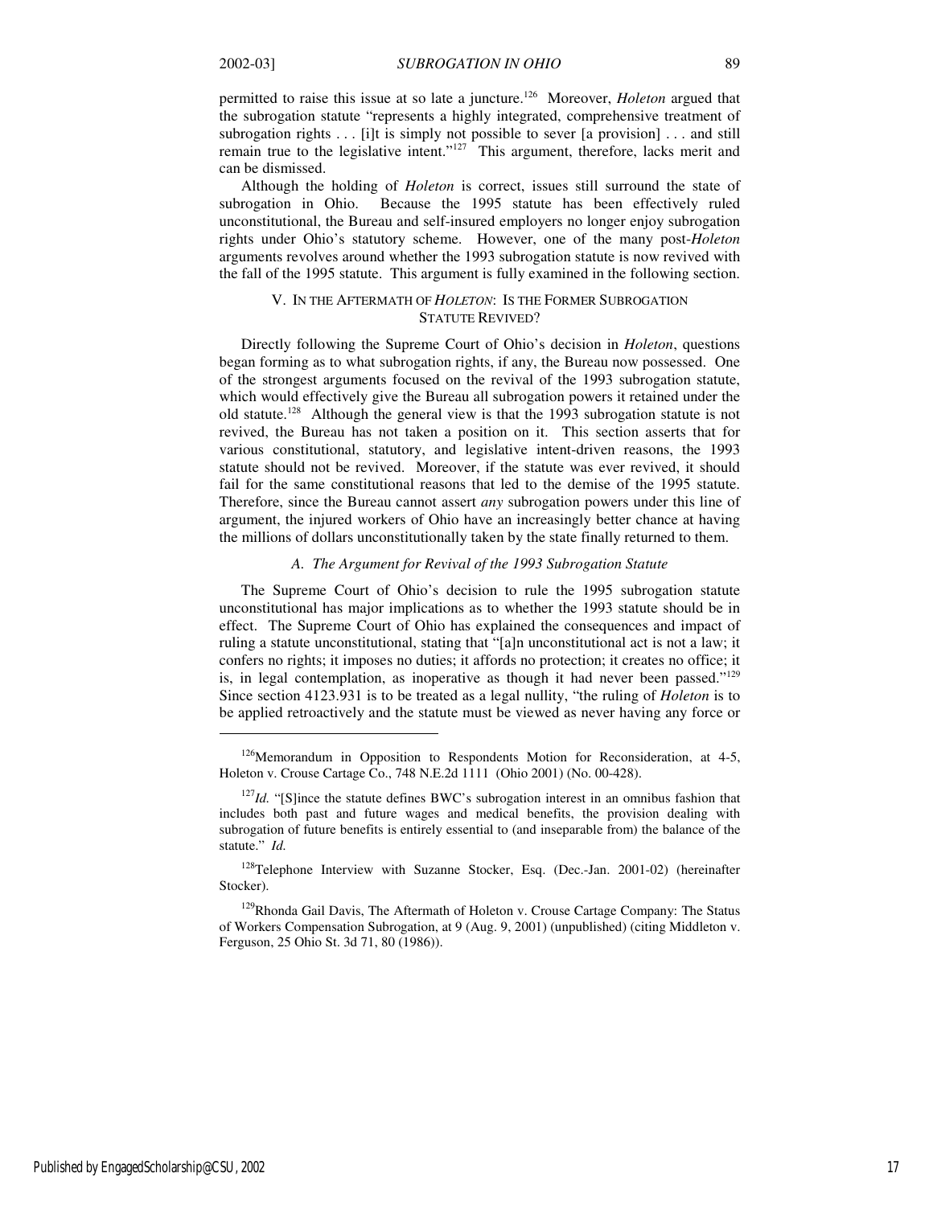permitted to raise this issue at so late a juncture.[126] Moreover, *Holeton* argued that the subrogation statute "represents a highly integrated, comprehensive treatment of subrogation rights . . . [i]t is simply not possible to sever [a provision] . . . and still remain true to the legislative intent."[127] This argument, therefore, lacks merit and can be dismissed.

Although the holding of *Holeton* is correct, issues still surround the state of subrogation in Ohio. Because the 1995 statute has been effectively ruled unconstitutional, the Bureau and self-insured employers no longer enjoy subrogation rights under Ohio's statutory scheme. However, one of the many post-*Holeton* arguments revolves around whether the 1993 subrogation statute is now revived with the fall of the 1995 statute. This argument is fully examined in the following section.

## V. IN THE AFTERMATH OF *HOLETON*: IS THE FORMER SUBROGATION STATUTE REVIVED?

Directly following the Supreme Court of Ohio's decision in *Holeton*, questions began forming as to what subrogation rights, if any, the Bureau now possessed. One of the strongest arguments focused on the revival of the 1993 subrogation statute, which would effectively give the Bureau all subrogation powers it retained under the old statute.[128] Although the general view is that the 1993 subrogation statute is not revived, the Bureau has not taken a position on it. This section asserts that for various constitutional, statutory, and legislative intent-driven reasons, the 1993 statute should not be revived. Moreover, if the statute was ever revived, it should fail for the same constitutional reasons that led to the demise of the 1995 statute. Therefore, since the Bureau cannot assert *any* subrogation powers under this line of argument, the injured workers of Ohio have an increasingly better chance at having the millions of dollars unconstitutionally taken by the state finally returned to them.

### *A. The Argument for Revival of the 1993 Subrogation Statute*

The Supreme Court of Ohio's decision to rule the 1995 subrogation statute unconstitutional has major implications as to whether the 1993 statute should be in effect. The Supreme Court of Ohio has explained the consequences and impact of ruling a statute unconstitutional, stating that "[a]n unconstitutional act is not a law; it confers no rights; it imposes no duties; it affords no protection; it creates no office; it is, in legal contemplation, as inoperative as though it had never been passed."[129] Since section 4123.931 is to be treated as a legal nullity, "the ruling of *Holeton* is to be applied retroactively and the statute must be viewed as never having any force or

---

[126]Memorandum in Opposition to Respondents Motion for Reconsideration, at 4-5, Holeton v. Crouse Cartage Co., 748 N.E.2d 1111 (Ohio 2001) (No. 00-428).

[127]*Id.* "[S]ince the statute defines BWC's subrogation interest in an omnibus fashion that includes both past and future wages and medical benefits, the provision dealing with subrogation of future benefits is entirely essential to (and inseparable from) the balance of the statute." *Id.*

[128]Telephone Interview with Suzanne Stocker, Esq. (Dec.-Jan. 2001-02) (hereinafter Stocker).

[129]Rhonda Gail Davis, The Aftermath of Holeton v. Crouse Cartage Company: The Status of Workers Compensation Subrogation, at 9 (Aug. 9, 2001) (unpublished) (citing Middleton v. Ferguson, 25 Ohio St. 3d 71, 80 (1986)).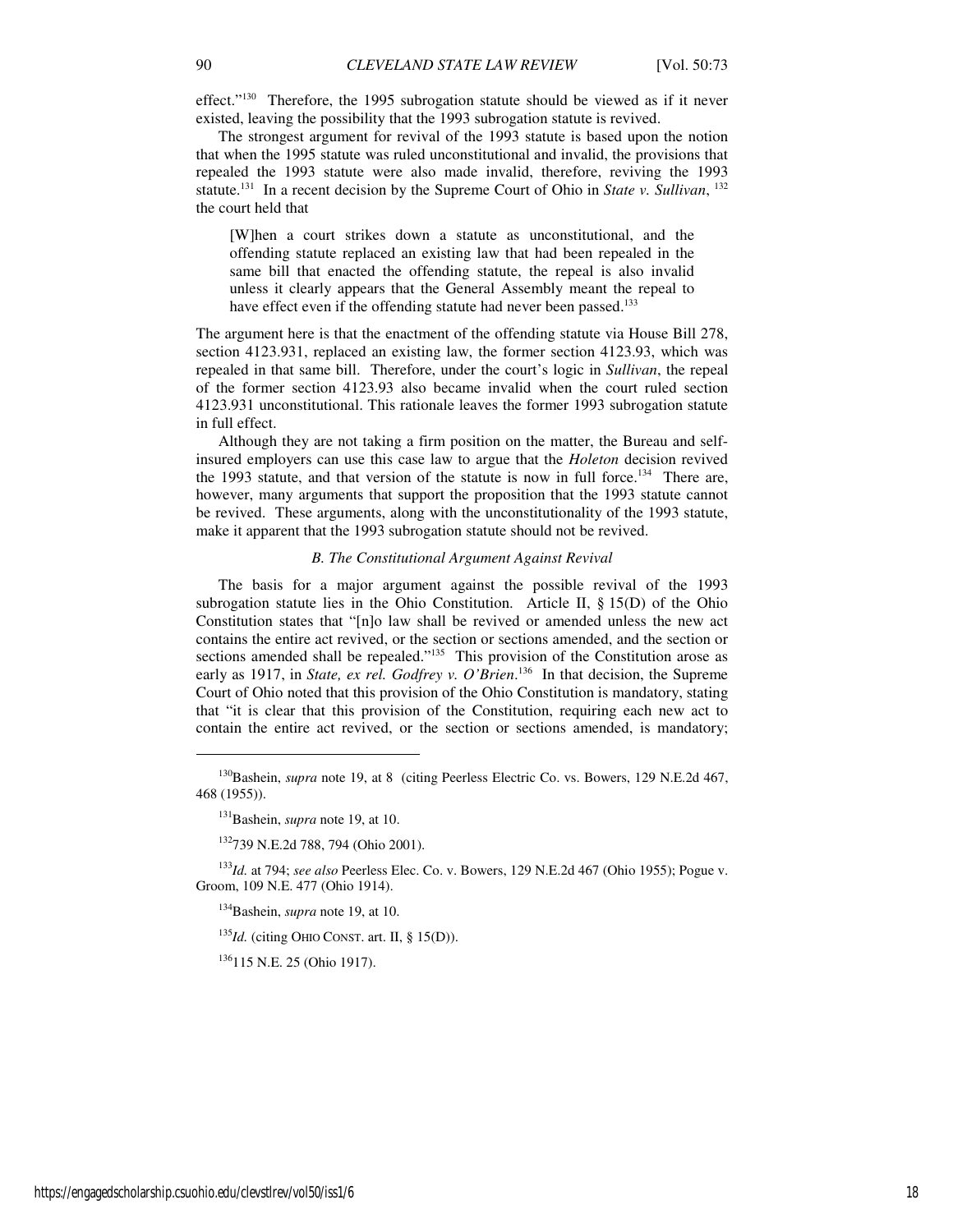effect."[130] Therefore, the 1995 subrogation statute should be viewed as if it never existed, leaving the possibility that the 1993 subrogation statute is revived.

The strongest argument for revival of the 1993 statute is based upon the notion that when the 1995 statute was ruled unconstitutional and invalid, the provisions that repealed the 1993 statute were also made invalid, therefore, reviving the 1993 statute.[131] In a recent decision by the Supreme Court of Ohio in *State v. Sullivan*, [132] the court held that

> [W]hen a court strikes down a statute as unconstitutional, and the offending statute replaced an existing law that had been repealed in the same bill that enacted the offending statute, the repeal is also invalid unless it clearly appears that the General Assembly meant the repeal to have effect even if the offending statute had never been passed.[133]

The argument here is that the enactment of the offending statute via House Bill 278, section 4123.931, replaced an existing law, the former section 4123.93, which was repealed in that same bill. Therefore, under the court's logic in *Sullivan*, the repeal of the former section 4123.93 also became invalid when the court ruled section 4123.931 unconstitutional. This rationale leaves the former 1993 subrogation statute in full effect.

Although they are not taking a firm position on the matter, the Bureau and self-insured employers can use this case law to argue that the *Holeton* decision revived the 1993 statute, and that version of the statute is now in full force.[134] There are, however, many arguments that support the proposition that the 1993 statute cannot be revived. These arguments, along with the unconstitutionality of the 1993 statute, make it apparent that the 1993 subrogation statute should not be revived.

### *B. The Constitutional Argument Against Revival*

The basis for a major argument against the possible revival of the 1993 subrogation statute lies in the Ohio Constitution. Article II, § 15(D) of the Ohio Constitution states that "[n]o law shall be revived or amended unless the new act contains the entire act revived, or the section or sections amended, and the section or sections amended shall be repealed."[135] This provision of the Constitution arose as early as 1917, in *State, ex rel. Godfrey v. O'Brien*.[136] In that decision, the Supreme Court of Ohio noted that this provision of the Ohio Constitution is mandatory, stating that "it is clear that this provision of the Constitution, requiring each new act to contain the entire act revived, or the section or sections amended, is mandatory;

---

[130] Bashein, *supra* note 19, at 8 (citing Peerless Electric Co. vs. Bowers, 129 N.E.2d 467, 468 (1955)).

[131] Bashein, *supra* note 19, at 10.

[132] 739 N.E.2d 788, 794 (Ohio 2001).

[133] *Id.* at 794; *see also* Peerless Elec. Co. v. Bowers, 129 N.E.2d 467 (Ohio 1955); Pogue v. Groom, 109 N.E. 477 (Ohio 1914).

[134] Bashein, *supra* note 19, at 10.

[135] *Id.* (citing OHIO CONST. art. II, § 15(D)).

[136] 115 N.E. 25 (Ohio 1917).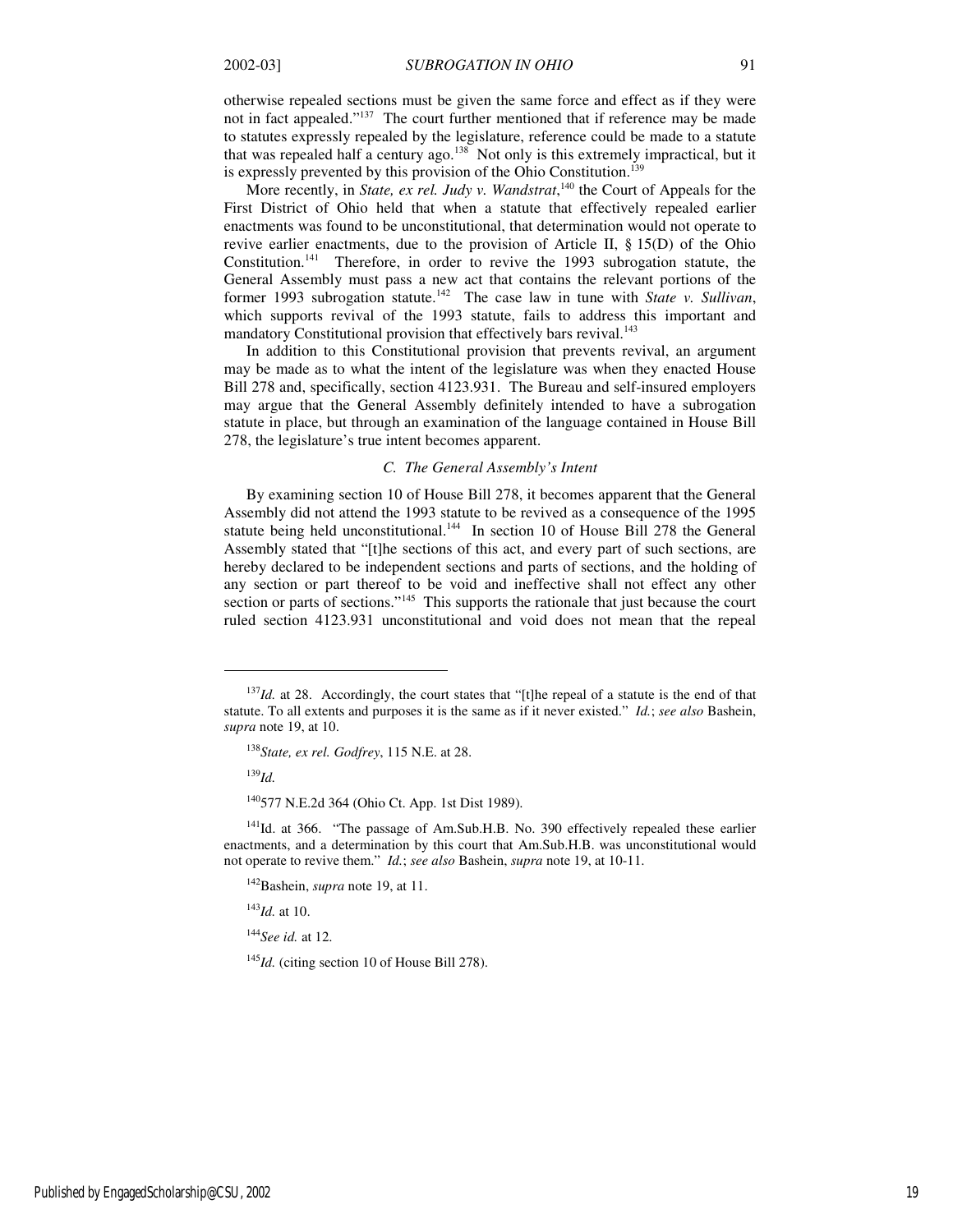otherwise repealed sections must be given the same force and effect as if they were not in fact appealed."[137] The court further mentioned that if reference may be made to statutes expressly repealed by the legislature, reference could be made to a statute that was repealed half a century ago.[138] Not only is this extremely impractical, but it is expressly prevented by this provision of the Ohio Constitution.[139]

More recently, in *State, ex rel. Judy v. Wandstrat*,[140] the Court of Appeals for the First District of Ohio held that when a statute that effectively repealed earlier enactments was found to be unconstitutional, that determination would not operate to revive earlier enactments, due to the provision of Article II, § 15(D) of the Ohio Constitution.[141] Therefore, in order to revive the 1993 subrogation statute, the General Assembly must pass a new act that contains the relevant portions of the former 1993 subrogation statute.[142] The case law in tune with *State v. Sullivan*, which supports revival of the 1993 statute, fails to address this important and mandatory Constitutional provision that effectively bars revival.[143]

In addition to this Constitutional provision that prevents revival, an argument may be made as to what the intent of the legislature was when they enacted House Bill 278 and, specifically, section 4123.931. The Bureau and self-insured employers may argue that the General Assembly definitely intended to have a subrogation statute in place, but through an examination of the language contained in House Bill 278, the legislature's true intent becomes apparent.

### *C. The General Assembly's Intent*

By examining section 10 of House Bill 278, it becomes apparent that the General Assembly did not attend the 1993 statute to be revived as a consequence of the 1995 statute being held unconstitutional.[144] In section 10 of House Bill 278 the General Assembly stated that "[t]he sections of this act, and every part of such sections, are hereby declared to be independent sections and parts of sections, and the holding of any section or part thereof to be void and ineffective shall not effect any other section or parts of sections."[145] This supports the rationale that just because the court ruled section 4123.931 unconstitutional and void does not mean that the repeal

---

[137]*Id.* at 28. Accordingly, the court states that "[t]he repeal of a statute is the end of that statute. To all extents and purposes it is the same as if it never existed." *Id.*; *see also* Bashein, *supra* note 19, at 10.

[138]*State, ex rel. Godfrey*, 115 N.E. at 28.

[139]*Id.*

[140]577 N.E.2d 364 (Ohio Ct. App. 1st Dist 1989).

[141]Id. at 366. "The passage of Am.Sub.H.B. No. 390 effectively repealed these earlier enactments, and a determination by this court that Am.Sub.H.B. was unconstitutional would not operate to revive them." *Id.*; *see also* Bashein, *supra* note 19, at 10-11.

[142]Bashein, *supra* note 19, at 11.

[143]*Id.* at 10.

[144]*See id.* at 12.

[145]*Id.* (citing section 10 of House Bill 278).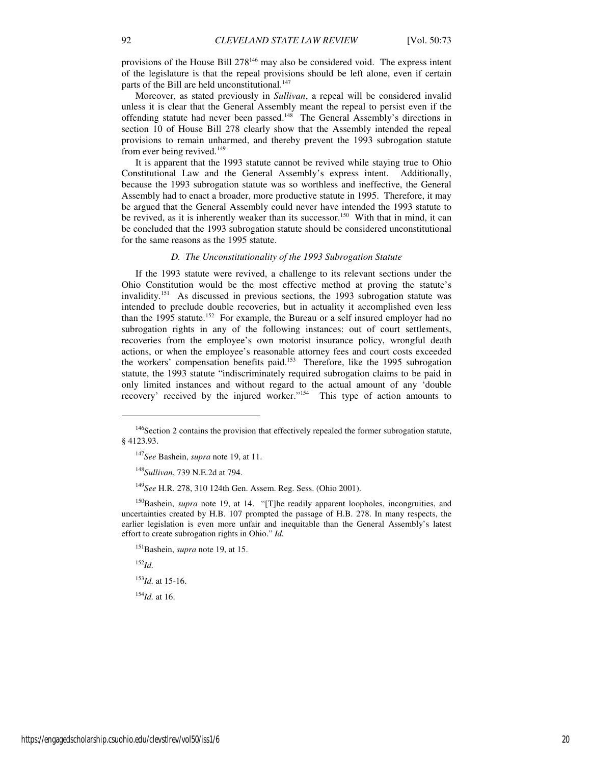provisions of the House Bill 278[146] may also be considered void. The express intent of the legislature is that the repeal provisions should be left alone, even if certain parts of the Bill are held unconstitutional.[147]

Moreover, as stated previously in *Sullivan*, a repeal will be considered invalid unless it is clear that the General Assembly meant the repeal to persist even if the offending statute had never been passed.[148] The General Assembly's directions in section 10 of House Bill 278 clearly show that the Assembly intended the repeal provisions to remain unharmed, and thereby prevent the 1993 subrogation statute from ever being revived.[149]

It is apparent that the 1993 statute cannot be revived while staying true to Ohio Constitutional Law and the General Assembly's express intent. Additionally, because the 1993 subrogation statute was so worthless and ineffective, the General Assembly had to enact a broader, more productive statute in 1995. Therefore, it may be argued that the General Assembly could never have intended the 1993 statute to be revived, as it is inherently weaker than its successor.[150] With that in mind, it can be concluded that the 1993 subrogation statute should be considered unconstitutional for the same reasons as the 1995 statute.

### *D. The Unconstitutionality of the 1993 Subrogation Statute*

If the 1993 statute were revived, a challenge to its relevant sections under the Ohio Constitution would be the most effective method at proving the statute's invalidity.[151] As discussed in previous sections, the 1993 subrogation statute was intended to preclude double recoveries, but in actuality it accomplished even less than the 1995 statute.[152] For example, the Bureau or a self insured employer had no subrogation rights in any of the following instances: out of court settlements, recoveries from the employee's own motorist insurance policy, wrongful death actions, or when the employee's reasonable attorney fees and court costs exceeded the workers' compensation benefits paid.[153] Therefore, like the 1995 subrogation statute, the 1993 statute "indiscriminately required subrogation claims to be paid in only limited instances and without regard to the actual amount of any 'double recovery' received by the injured worker."[154] This type of action amounts to

---

[146] Section 2 contains the provision that effectively repealed the former subrogation statute, § 4123.93.

[147] *See* Bashein, *supra* note 19, at 11.

[148] *Sullivan*, 739 N.E.2d at 794.

[149] *See* H.R. 278, 310 124th Gen. Assem. Reg. Sess. (Ohio 2001).

[150] Bashein, *supra* note 19, at 14. "[T]he readily apparent loopholes, incongruities, and uncertainties created by H.B. 107 prompted the passage of H.B. 278. In many respects, the earlier legislation is even more unfair and inequitable than the General Assembly's latest effort to create subrogation rights in Ohio." *Id.*

[151] Bashein, *supra* note 19, at 15.

[152] *Id.*

[153] *Id.* at 15-16.

[154] *Id.* at 16.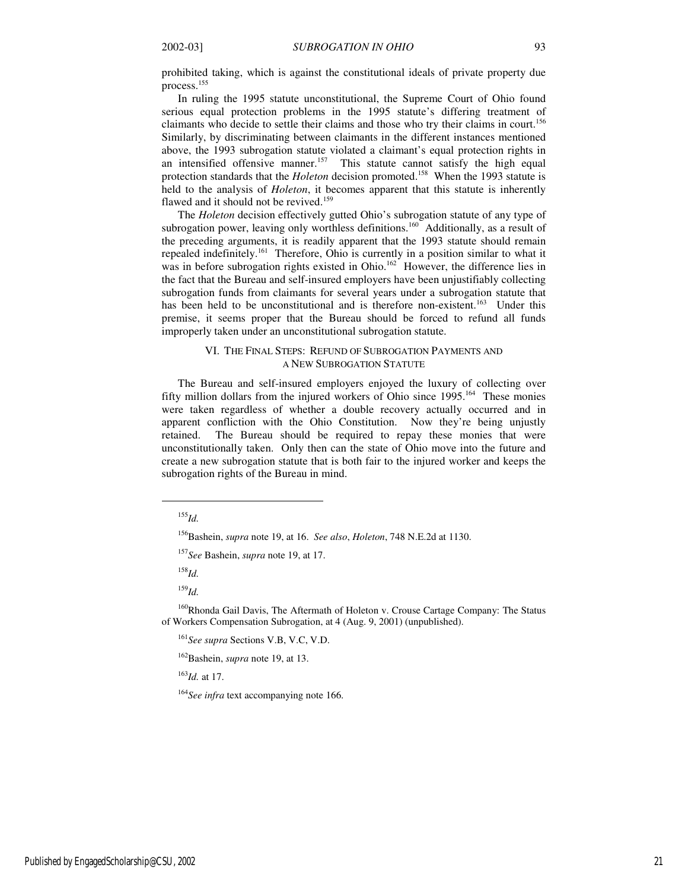prohibited taking, which is against the constitutional ideals of private property due process.[155]

In ruling the 1995 statute unconstitutional, the Supreme Court of Ohio found serious equal protection problems in the 1995 statute's differing treatment of claimants who decide to settle their claims and those who try their claims in court.[156] Similarly, by discriminating between claimants in the different instances mentioned above, the 1993 subrogation statute violated a claimant's equal protection rights in an intensified offensive manner.[157] This statute cannot satisfy the high equal protection standards that the *Holeton* decision promoted.[158] When the 1993 statute is held to the analysis of *Holeton*, it becomes apparent that this statute is inherently flawed and it should not be revived.[159]

The *Holeton* decision effectively gutted Ohio's subrogation statute of any type of subrogation power, leaving only worthless definitions.[160] Additionally, as a result of the preceding arguments, it is readily apparent that the 1993 statute should remain repealed indefinitely.[161] Therefore, Ohio is currently in a position similar to what it was in before subrogation rights existed in Ohio.[162] However, the difference lies in the fact that the Bureau and self-insured employers have been unjustifiably collecting subrogation funds from claimants for several years under a subrogation statute that has been held to be unconstitutional and is therefore non-existent.[163] Under this premise, it seems proper that the Bureau should be forced to refund all funds improperly taken under an unconstitutional subrogation statute.

## VI. THE FINAL STEPS: REFUND OF SUBROGATION PAYMENTS AND A NEW SUBROGATION STATUTE

The Bureau and self-insured employers enjoyed the luxury of collecting over fifty million dollars from the injured workers of Ohio since 1995.[164] These monies were taken regardless of whether a double recovery actually occurred and in apparent confliction with the Ohio Constitution. Now they're being unjustly retained. The Bureau should be required to repay these monies that were unconstitutionally taken. Only then can the state of Ohio move into the future and create a new subrogation statute that is both fair to the injured worker and keeps the subrogation rights of the Bureau in mind.

---

[155]*Id.*

[156]Bashein, *supra* note 19, at 16. *See also*, *Holeton*, 748 N.E.2d at 1130.

[157]*See* Bashein, *supra* note 19, at 17.

[158]*Id.*

[159]*Id.*

[160]Rhonda Gail Davis, The Aftermath of Holeton v. Crouse Cartage Company: The Status of Workers Compensation Subrogation, at 4 (Aug. 9, 2001) (unpublished).

[161]*See supra* Sections V.B, V.C, V.D.

[162]Bashein, *supra* note 19, at 13.

[163]*Id.* at 17.

[164]*See infra* text accompanying note 166.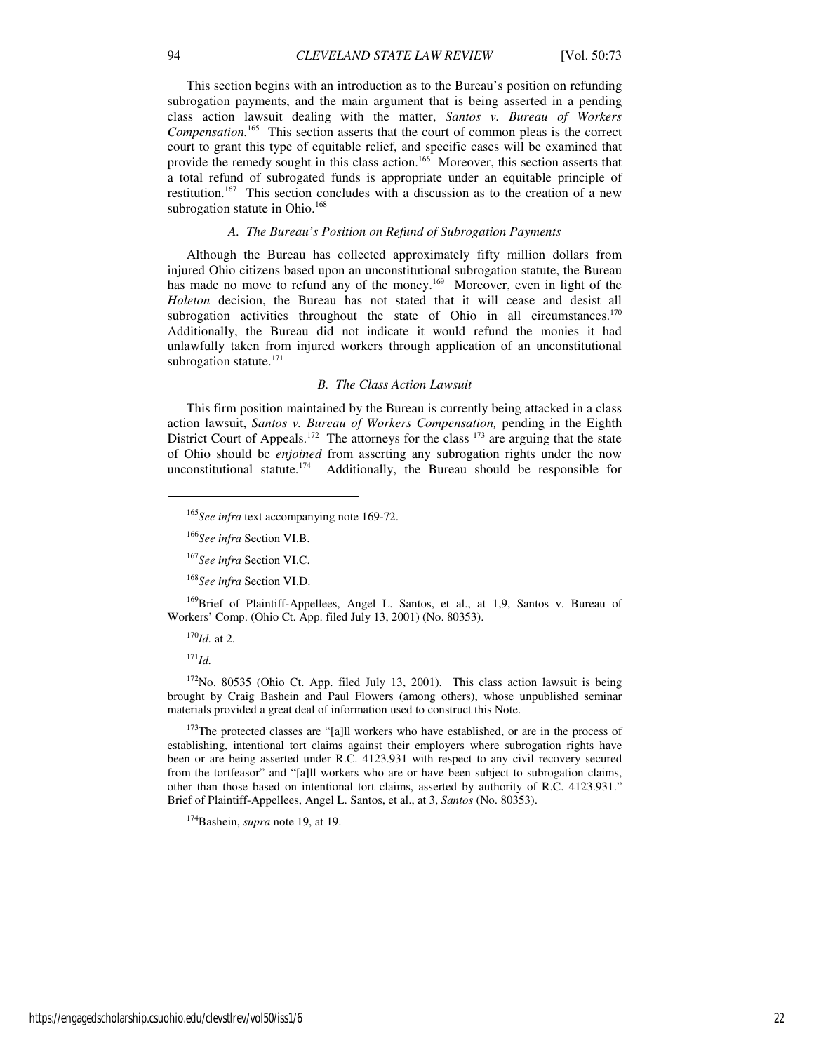This section begins with an introduction as to the Bureau's position on refunding subrogation payments, and the main argument that is being asserted in a pending class action lawsuit dealing with the matter, *Santos v. Bureau of Workers Compensation.*[165] This section asserts that the court of common pleas is the correct court to grant this type of equitable relief, and specific cases will be examined that provide the remedy sought in this class action.[166] Moreover, this section asserts that a total refund of subrogated funds is appropriate under an equitable principle of restitution.[167] This section concludes with a discussion as to the creation of a new subrogation statute in Ohio.[168]

### *A. The Bureau's Position on Refund of Subrogation Payments*

Although the Bureau has collected approximately fifty million dollars from injured Ohio citizens based upon an unconstitutional subrogation statute, the Bureau has made no move to refund any of the money.[169] Moreover, even in light of the *Holeton* decision, the Bureau has not stated that it will cease and desist all subrogation activities throughout the state of Ohio in all circumstances.[170] Additionally, the Bureau did not indicate it would refund the monies it had unlawfully taken from injured workers through application of an unconstitutional subrogation statute.[171]

### *B. The Class Action Lawsuit*

This firm position maintained by the Bureau is currently being attacked in a class action lawsuit, *Santos v. Bureau of Workers Compensation,* pending in the Eighth District Court of Appeals.[172] The attorneys for the class [173] are arguing that the state of Ohio should be *enjoined* from asserting any subrogation rights under the now unconstitutional statute.[174] Additionally, the Bureau should be responsible for

---

[165]*See infra* text accompanying note 169-72.

[166]*See infra* Section VI.B.

[167]*See infra* Section VI.C.

[168]*See infra* Section VI.D.

[169]Brief of Plaintiff-Appellees, Angel L. Santos, et al., at 1,9, Santos v. Bureau of Workers' Comp. (Ohio Ct. App. filed July 13, 2001) (No. 80353).

[170]*Id.* at 2.

[171]*Id.*

[172]No. 80535 (Ohio Ct. App. filed July 13, 2001). This class action lawsuit is being brought by Craig Bashein and Paul Flowers (among others), whose unpublished seminar materials provided a great deal of information used to construct this Note.

[173]The protected classes are "[a]ll workers who have established, or are in the process of establishing, intentional tort claims against their employers where subrogation rights have been or are being asserted under R.C. 4123.931 with respect to any civil recovery secured from the tortfeasor" and "[a]ll workers who are or have been subject to subrogation claims, other than those based on intentional tort claims, asserted by authority of R.C. 4123.931." Brief of Plaintiff-Appellees, Angel L. Santos, et al., at 3, *Santos* (No. 80353).

[174]Bashein, *supra* note 19, at 19.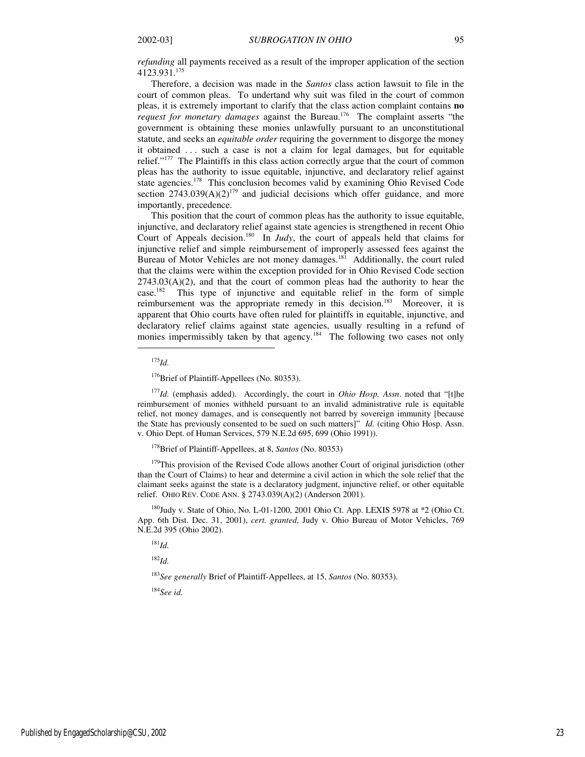*refunding* all payments received as a result of the improper application of the section 4123.931.[175]

Therefore, a decision was made in the *Santos* class action lawsuit to file in the court of common pleas. To undertand why suit was filed in the court of common pleas, it is extremely important to clarify that the class action complaint contains **no** *request for monetary damages* against the Bureau.[176] The complaint asserts "the government is obtaining these monies unlawfully pursuant to an unconstitutional statute, and seeks an *equitable order* requiring the government to disgorge the money it obtained . . . such a case is not a claim for legal damages, but for equitable relief."[177] The Plaintiffs in this class action correctly argue that the court of common pleas has the authority to issue equitable, injunctive, and declaratory relief against state agencies.[178] This conclusion becomes valid by examining Ohio Revised Code section 2743.039(A)(2)[179] and judicial decisions which offer guidance, and more importantly, precedence.

This position that the court of common pleas has the authority to issue equitable, injunctive, and declaratory relief against state agencies is strengthened in recent Ohio Court of Appeals decision.[180] In *Judy*, the court of appeals held that claims for injunctive relief and simple reimbursement of improperly assessed fees against the Bureau of Motor Vehicles are not money damages.[181] Additionally, the court ruled that the claims were within the exception provided for in Ohio Revised Code section 2743.03(A)(2), and that the court of common pleas had the authority to hear the case.[182] This type of injunctive and equitable relief in the form of simple reimbursement was the appropriate remedy in this decision.[183] Moreover, it is apparent that Ohio courts have often ruled for plaintiffs in equitable, injunctive, and declaratory relief claims against state agencies, usually resulting in a refund of monies impermissibly taken by that agency.[184] The following two cases not only

---

[175]*Id.*

[176]Brief of Plaintiff-Appellees (No. 80353).

[177]*Id.* (emphasis added). Accordingly, the court in *Ohio Hosp. Assn*. noted that "[t]he reimbursement of monies withheld pursuant to an invalid administrative rule is equitable relief, not money damages, and is consequently not barred by sovereign immunity [because the State has previously consented to be sued on such matters]" *Id.* (citing Ohio Hosp. Assn. v. Ohio Dept. of Human Services, 579 N.E.2d 695, 699 (Ohio 1991)).

[178]Brief of Plaintiff-Appellees, at 8, *Santos* (No. 80353)

[179]This provision of the Revised Code allows another Court of original jurisdiction (other than the Court of Claims) to hear and determine a civil action in which the sole relief that the claimant seeks against the state is a declaratory judgment, injunctive relief, or other equitable relief. OHIO REV. CODE ANN. § 2743.039(A)(2) (Anderson 2001).

[180]Judy v. State of Ohio, No. L-01-1200, 2001 Ohio Ct. App. LEXIS 5978 at *2 (Ohio Ct. App. 6th Dist. Dec. 31, 2001), *cert. granted*, Judy v. Ohio Bureau of Motor Vehicles, 769 N.E.2d 395 (Ohio 2002).

[181]*Id.*

[182]*Id.*

[183]*See generally* Brief of Plaintiff-Appellees, at 15, *Santos* (No. 80353).

[184]*See id.*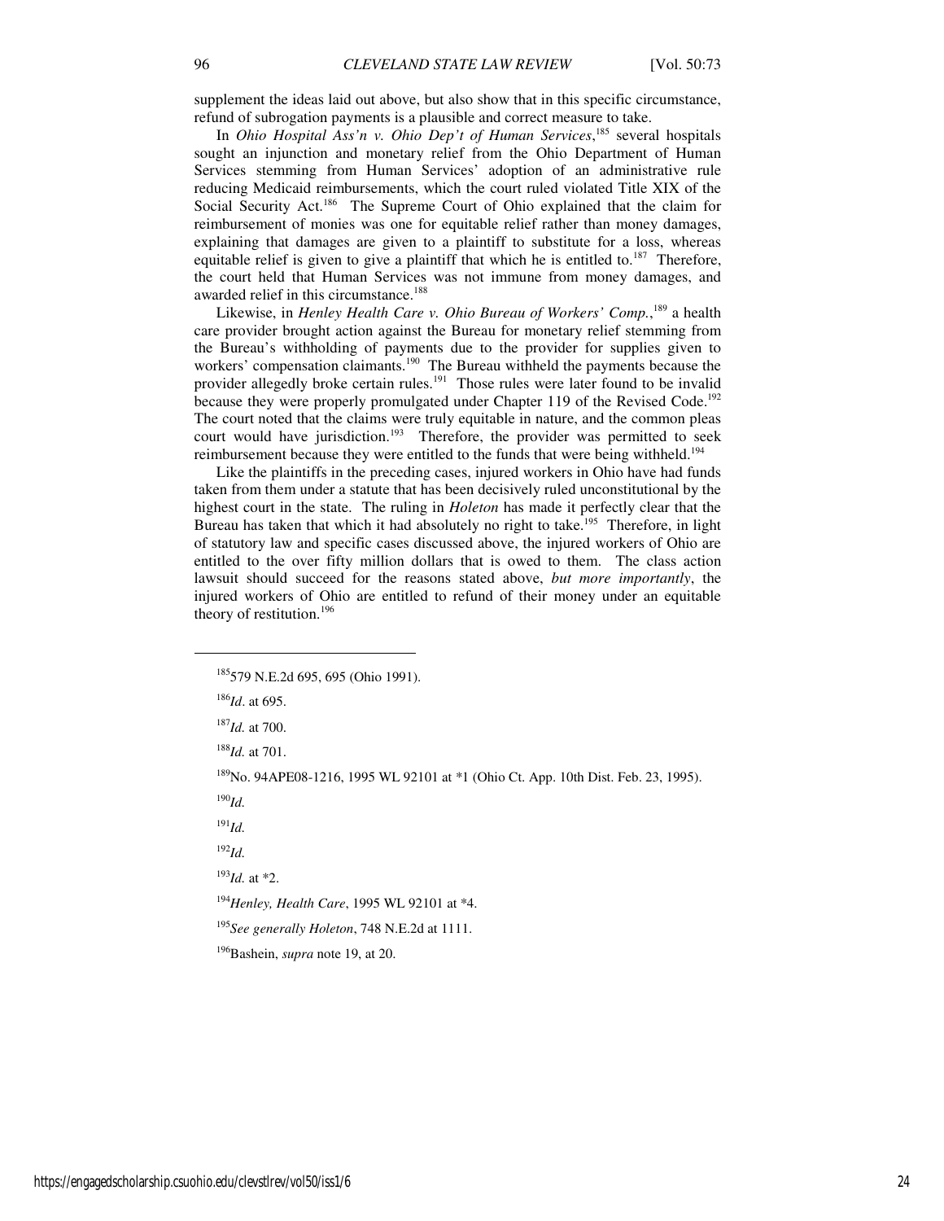supplement the ideas laid out above, but also show that in this specific circumstance, refund of subrogation payments is a plausible and correct measure to take.

In *Ohio Hospital Ass'n v. Ohio Dep't of Human Services*,[185] several hospitals sought an injunction and monetary relief from the Ohio Department of Human Services stemming from Human Services' adoption of an administrative rule reducing Medicaid reimbursements, which the court ruled violated Title XIX of the Social Security Act.[186] The Supreme Court of Ohio explained that the claim for reimbursement of monies was one for equitable relief rather than money damages, explaining that damages are given to a plaintiff to substitute for a loss, whereas equitable relief is given to give a plaintiff that which he is entitled to.[187] Therefore, the court held that Human Services was not immune from money damages, and awarded relief in this circumstance.[188]

Likewise, in *Henley Health Care v. Ohio Bureau of Workers' Comp.*,[189] a health care provider brought action against the Bureau for monetary relief stemming from the Bureau's withholding of payments due to the provider for supplies given to workers' compensation claimants.[190] The Bureau withheld the payments because the provider allegedly broke certain rules.[191] Those rules were later found to be invalid because they were properly promulgated under Chapter 119 of the Revised Code.[192] The court noted that the claims were truly equitable in nature, and the common pleas court would have jurisdiction.[193] Therefore, the provider was permitted to seek reimbursement because they were entitled to the funds that were being withheld.[194]

Like the plaintiffs in the preceding cases, injured workers in Ohio have had funds taken from them under a statute that has been decisively ruled unconstitutional by the highest court in the state. The ruling in *Holeton* has made it perfectly clear that the Bureau has taken that which it had absolutely no right to take.[195] Therefore, in light of statutory law and specific cases discussed above, the injured workers of Ohio are entitled to the over fifty million dollars that is owed to them. The class action lawsuit should succeed for the reasons stated above, *but more importantly*, the injured workers of Ohio are entitled to refund of their money under an equitable theory of restitution.[196]

---

[185] 579 N.E.2d 695, 695 (Ohio 1991).

[186] *Id*. at 695.

[187] *Id.* at 700.

[188] *Id.* at 701.

[189] No. 94APE08-1216, 1995 WL 92101 at *1 (Ohio Ct. App. 10th Dist. Feb. 23, 1995).

[190] *Id.*

[191] *Id.*

[192] *Id.*

[193] *Id.* at *2.

[194] *Henley, Health Care*, 1995 WL 92101 at *4.

[195] *See generally Holeton*, 748 N.E.2d at 1111.

[196] Bashein, *supra* note 19, at 20.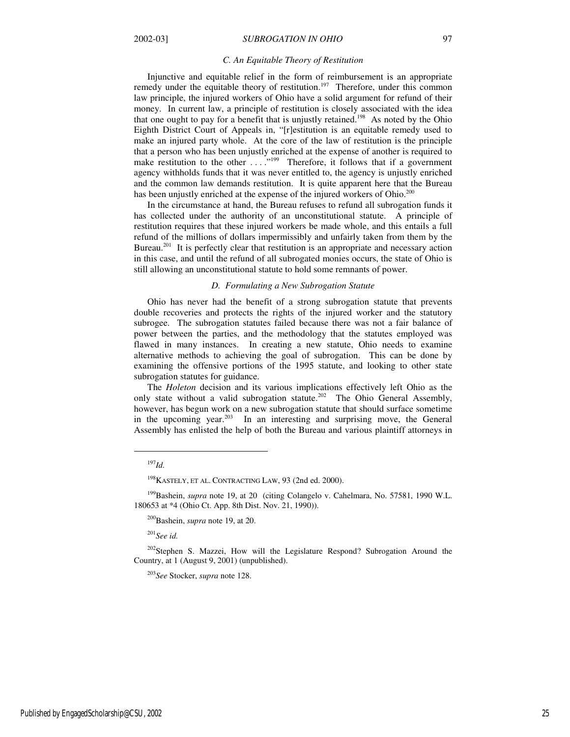### *C. An Equitable Theory of Restitution*

Injunctive and equitable relief in the form of reimbursement is an appropriate remedy under the equitable theory of restitution.[197] Therefore, under this common law principle, the injured workers of Ohio have a solid argument for refund of their money. In current law, a principle of restitution is closely associated with the idea that one ought to pay for a benefit that is unjustly retained.[198] As noted by the Ohio Eighth District Court of Appeals in, "[r]estitution is an equitable remedy used to make an injured party whole. At the core of the law of restitution is the principle that a person who has been unjustly enriched at the expense of another is required to make restitution to the other . . . ."[199] Therefore, it follows that if a government agency withholds funds that it was never entitled to, the agency is unjustly enriched and the common law demands restitution. It is quite apparent here that the Bureau has been unjustly enriched at the expense of the injured workers of Ohio.[200]

In the circumstance at hand, the Bureau refuses to refund all subrogation funds it has collected under the authority of an unconstitutional statute. A principle of restitution requires that these injured workers be made whole, and this entails a full refund of the millions of dollars impermissibly and unfairly taken from them by the Bureau.[201] It is perfectly clear that restitution is an appropriate and necessary action in this case, and until the refund of all subrogated monies occurs, the state of Ohio is still allowing an unconstitutional statute to hold some remnants of power.

### *D. Formulating a New Subrogation Statute*

Ohio has never had the benefit of a strong subrogation statute that prevents double recoveries and protects the rights of the injured worker and the statutory subrogee. The subrogation statutes failed because there was not a fair balance of power between the parties, and the methodology that the statutes employed was flawed in many instances. In creating a new statute, Ohio needs to examine alternative methods to achieving the goal of subrogation. This can be done by examining the offensive portions of the 1995 statute, and looking to other state subrogation statutes for guidance.

The *Holeton* decision and its various implications effectively left Ohio as the only state without a valid subrogation statute.[202] The Ohio General Assembly, however, has begun work on a new subrogation statute that should surface sometime in the upcoming year.[203] In an interesting and surprising move, the General Assembly has enlisted the help of both the Bureau and various plaintiff attorneys in

---

[197] *Id.*

[198] KASTELY, ET AL. CONTRACTING LAW, 93 (2nd ed. 2000).

[199] Bashein, *supra* note 19, at 20 (citing Colangelo v. Cahelmara, No. 57581, 1990 W.L. 180653 at *4 (Ohio Ct. App. 8th Dist. Nov. 21, 1990)).

[200] Bashein, *supra* note 19, at 20.

[201] *See id.*

[202] Stephen S. Mazzei, How will the Legislature Respond? Subrogation Around the Country, at 1 (August 9, 2001) (unpublished).

[203] *See* Stocker, *supra* note 128.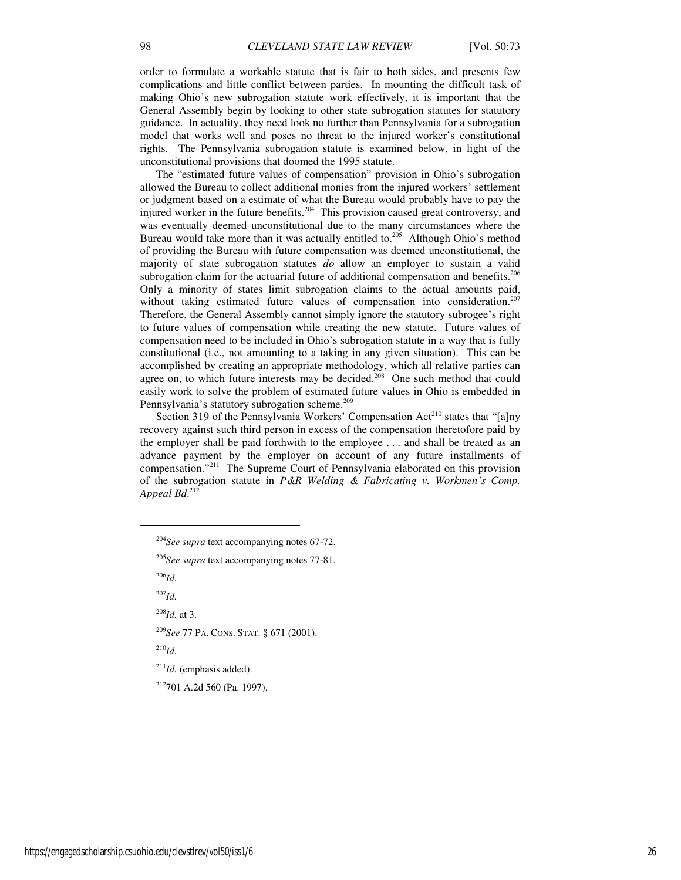order to formulate a workable statute that is fair to both sides, and presents few complications and little conflict between parties. In mounting the difficult task of making Ohio's new subrogation statute work effectively, it is important that the General Assembly begin by looking to other state subrogation statutes for statutory guidance. In actuality, they need look no further than Pennsylvania for a subrogation model that works well and poses no threat to the injured worker's constitutional rights. The Pennsylvania subrogation statute is examined below, in light of the unconstitutional provisions that doomed the 1995 statute.

The "estimated future values of compensation" provision in Ohio's subrogation allowed the Bureau to collect additional monies from the injured workers' settlement or judgment based on a estimate of what the Bureau would probably have to pay the injured worker in the future benefits.[204] This provision caused great controversy, and was eventually deemed unconstitutional due to the many circumstances where the Bureau would take more than it was actually entitled to.[205] Although Ohio's method of providing the Bureau with future compensation was deemed unconstitutional, the majority of state subrogation statutes *do* allow an employer to sustain a valid subrogation claim for the actuarial future of additional compensation and benefits.[206] Only a minority of states limit subrogation claims to the actual amounts paid, without taking estimated future values of compensation into consideration.[207] Therefore, the General Assembly cannot simply ignore the statutory subrogee's right to future values of compensation while creating the new statute. Future values of compensation need to be included in Ohio's subrogation statute in a way that is fully constitutional (i.e., not amounting to a taking in any given situation). This can be accomplished by creating an appropriate methodology, which all relative parties can agree on, to which future interests may be decided.[208] One such method that could easily work to solve the problem of estimated future values in Ohio is embedded in Pennsylvania's statutory subrogation scheme.[209]

Section 319 of the Pennsylvania Workers' Compensation Act[210] states that "[a]ny recovery against such third person in excess of the compensation theretofore paid by the employer shall be paid forthwith to the employee . . . and shall be treated as an advance payment by the employer on account of any future installments of compensation."[211] The Supreme Court of Pennsylvania elaborated on this provision of the subrogation statute in *P&R Welding & Fabricating v. Workmen's Comp. Appeal Bd*.[212]

---

[204] *See supra* text accompanying notes 67-72.

[205] *See supra* text accompanying notes 77-81.

[206] *Id.*

[207] *Id.*

[208] *Id.* at 3.

[209] *See* 77 PA. CONS. STAT. § 671 (2001).

[210] *Id.*

[211] *Id.* (emphasis added).

[212] 701 A.2d 560 (Pa. 1997).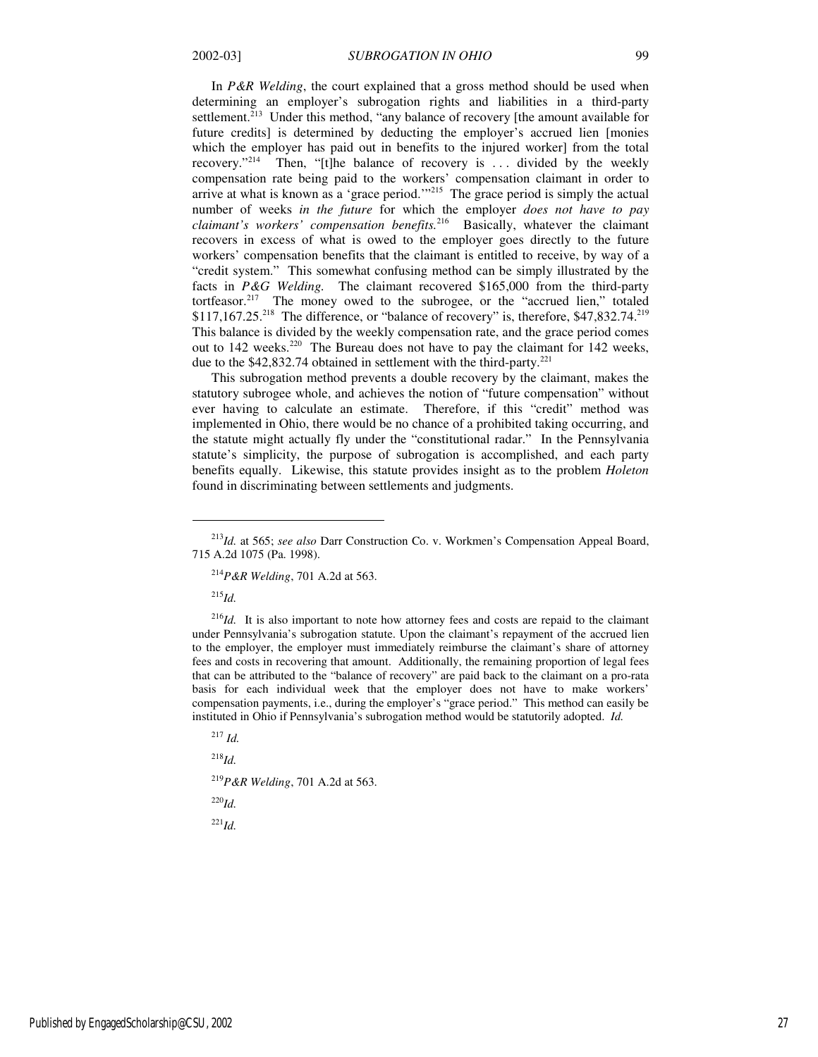In *P&R Welding*, the court explained that a gross method should be used when determining an employer's subrogation rights and liabilities in a third-party settlement.[213] Under this method, "any balance of recovery [the amount available for future credits] is determined by deducting the employer's accrued lien [monies which the employer has paid out in benefits to the injured worker] from the total recovery."[214] Then, "[t]he balance of recovery is . . . divided by the weekly compensation rate being paid to the workers' compensation claimant in order to arrive at what is known as a 'grace period.'"[215] The grace period is simply the actual number of weeks *in the future* for which the employer *does not have to pay claimant's workers' compensation benefits.*[216] Basically, whatever the claimant recovers in excess of what is owed to the employer goes directly to the future workers' compensation benefits that the claimant is entitled to receive, by way of a "credit system." This somewhat confusing method can be simply illustrated by the facts in *P&G Welding.* The claimant recovered $165,000 from the third-party tortfeasor.[217] The money owed to the subrogee, or the "accrued lien," totaled $117,167.25.[218] The difference, or "balance of recovery" is, therefore, $47,832.74.[219] This balance is divided by the weekly compensation rate, and the grace period comes out to 142 weeks.[220] The Bureau does not have to pay the claimant for 142 weeks, due to the $42,832.74 obtained in settlement with the third-party.[221]

This subrogation method prevents a double recovery by the claimant, makes the statutory subrogee whole, and achieves the notion of "future compensation" without ever having to calculate an estimate. Therefore, if this "credit" method was implemented in Ohio, there would be no chance of a prohibited taking occurring, and the statute might actually fly under the "constitutional radar." In the Pennsylvania statute's simplicity, the purpose of subrogation is accomplished, and each party benefits equally. Likewise, this statute provides insight as to the problem *Holeton* found in discriminating between settlements and judgments.

---

[213]*Id.* at 565; *see also* Darr Construction Co. v. Workmen's Compensation Appeal Board, 715 A.2d 1075 (Pa. 1998).

[214]*P&R Welding*, 701 A.2d at 563.

[215]*Id.*

[216]*Id.* It is also important to note how attorney fees and costs are repaid to the claimant under Pennsylvania's subrogation statute. Upon the claimant's repayment of the accrued lien to the employer, the employer must immediately reimburse the claimant's share of attorney fees and costs in recovering that amount. Additionally, the remaining proportion of legal fees that can be attributed to the "balance of recovery" are paid back to the claimant on a pro-rata basis for each individual week that the employer does not have to make workers' compensation payments, i.e., during the employer's "grace period." This method can easily be instituted in Ohio if Pennsylvania's subrogation method would be statutorily adopted. *Id.*

[217] *Id.*

[218]*Id.*

[219]*P&R Welding*, 701 A.2d at 563.

[220]*Id.*

[221]*Id.*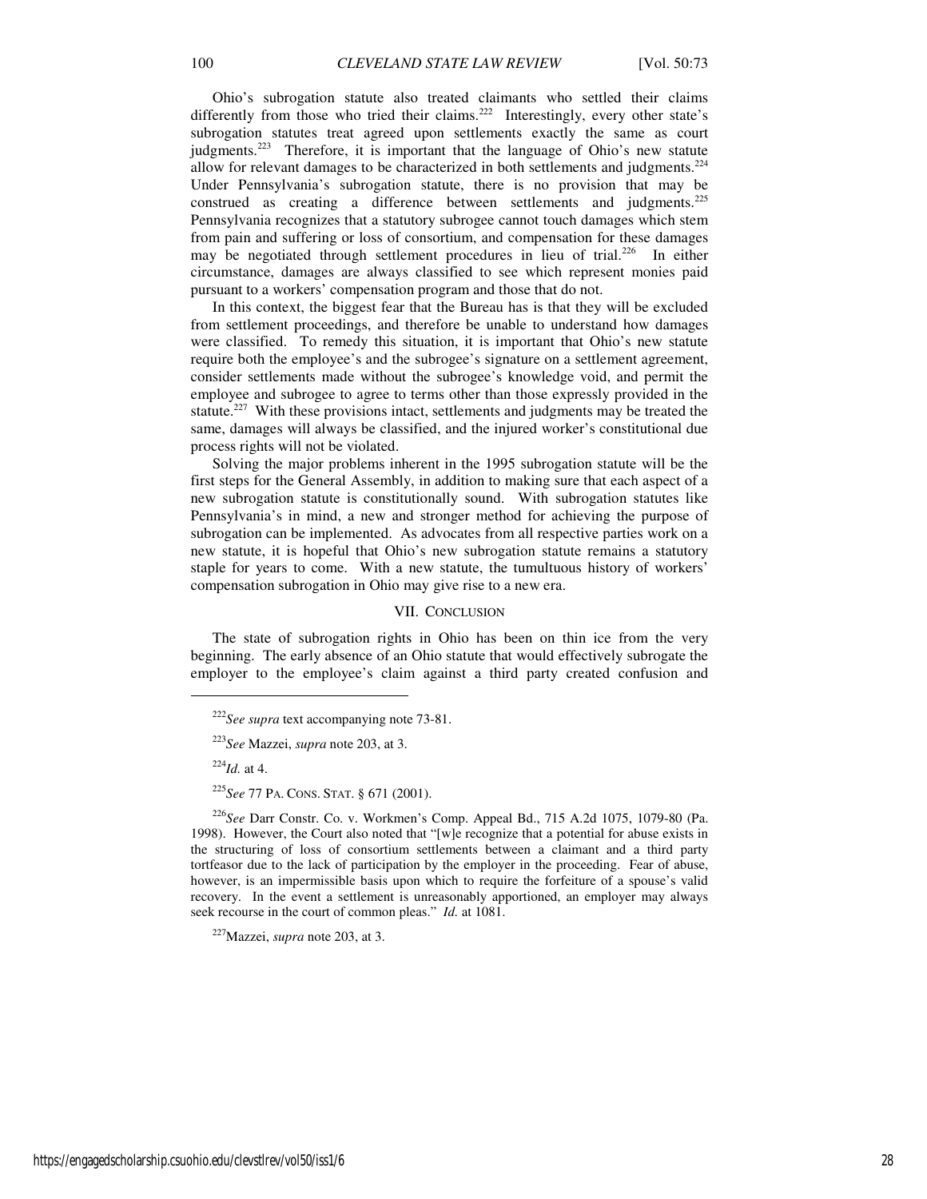Ohio's subrogation statute also treated claimants who settled their claims differently from those who tried their claims.[222] Interestingly, every other state's subrogation statutes treat agreed upon settlements exactly the same as court judgments.[223] Therefore, it is important that the language of Ohio's new statute allow for relevant damages to be characterized in both settlements and judgments.[224] Under Pennsylvania's subrogation statute, there is no provision that may be construed as creating a difference between settlements and judgments.[225] Pennsylvania recognizes that a statutory subrogee cannot touch damages which stem from pain and suffering or loss of consortium, and compensation for these damages may be negotiated through settlement procedures in lieu of trial.[226] In either circumstance, damages are always classified to see which represent monies paid pursuant to a workers' compensation program and those that do not.

In this context, the biggest fear that the Bureau has is that they will be excluded from settlement proceedings, and therefore be unable to understand how damages were classified. To remedy this situation, it is important that Ohio's new statute require both the employee's and the subrogee's signature on a settlement agreement, consider settlements made without the subrogee's knowledge void, and permit the employee and subrogee to agree to terms other than those expressly provided in the statute.[227] With these provisions intact, settlements and judgments may be treated the same, damages will always be classified, and the injured worker's constitutional due process rights will not be violated.

Solving the major problems inherent in the 1995 subrogation statute will be the first steps for the General Assembly, in addition to making sure that each aspect of a new subrogation statute is constitutionally sound. With subrogation statutes like Pennsylvania's in mind, a new and stronger method for achieving the purpose of subrogation can be implemented. As advocates from all respective parties work on a new statute, it is hopeful that Ohio's new subrogation statute remains a statutory staple for years to come. With a new statute, the tumultuous history of workers' compensation subrogation in Ohio may give rise to a new era.

## VII. Conclusion

The state of subrogation rights in Ohio has been on thin ice from the very beginning. The early absence of an Ohio statute that would effectively subrogate the employer to the employee's claim against a third party created confusion and

---

[222] *See supra* text accompanying note 73-81.

[223] *See* Mazzei, *supra* note 203, at 3.

[224] *Id.* at 4.

[225] *See* 77 PA. CONS. STAT. § 671 (2001).

[226] *See* Darr Constr. Co. v. Workmen's Comp. Appeal Bd., 715 A.2d 1075, 1079-80 (Pa. 1998). However, the Court also noted that "[w]e recognize that a potential for abuse exists in the structuring of loss of consortium settlements between a claimant and a third party tortfeasor due to the lack of participation by the employer in the proceeding. Fear of abuse, however, is an impermissible basis upon which to require the forfeiture of a spouse's valid recovery. In the event a settlement is unreasonably apportioned, an employer may always seek recourse in the court of common pleas." *Id.* at 1081.

[227] Mazzei, *supra* note 203, at 3.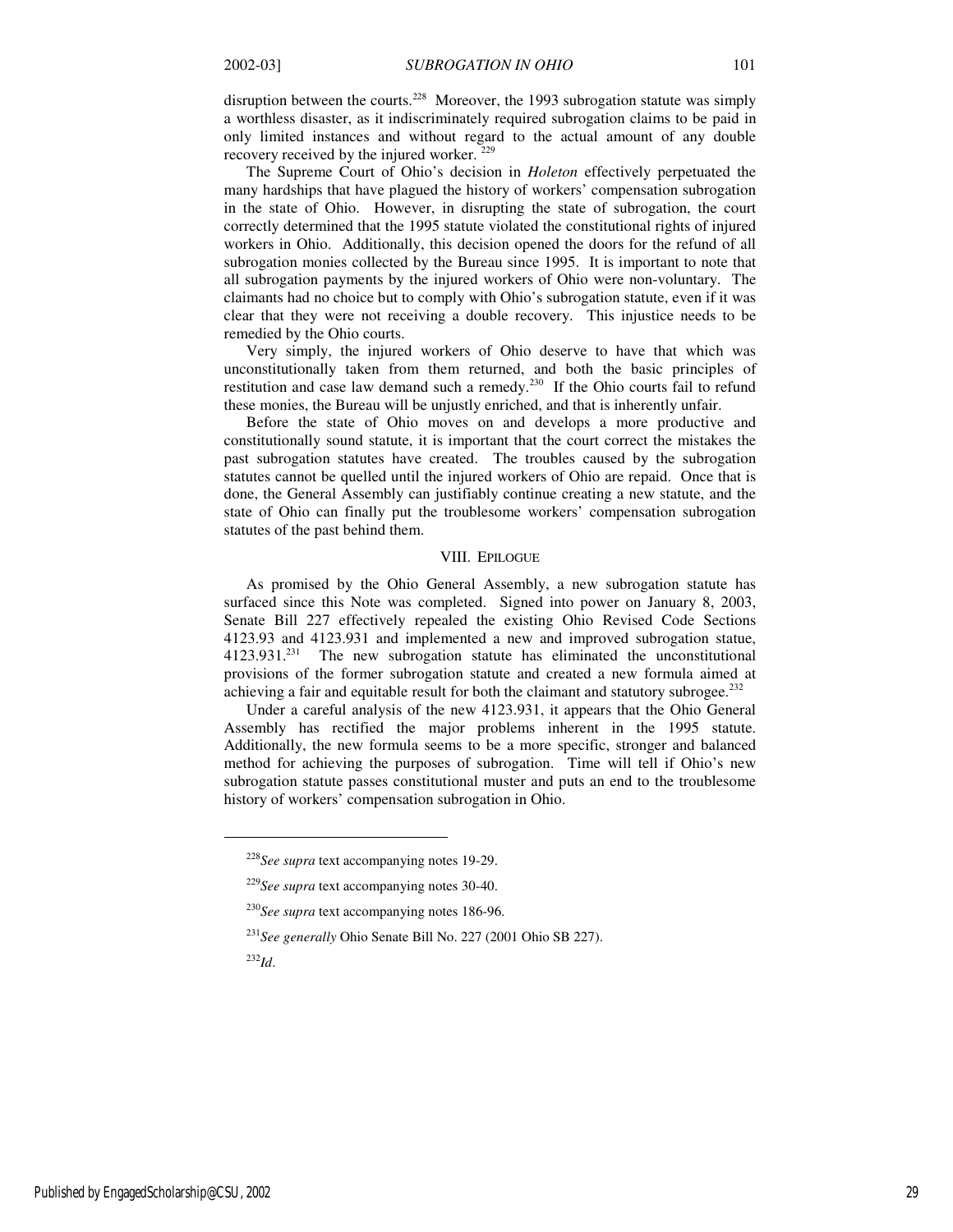disruption between the courts.[228] Moreover, the 1993 subrogation statute was simply a worthless disaster, as it indiscriminately required subrogation claims to be paid in only limited instances and without regard to the actual amount of any double recovery received by the injured worker.[229]

The Supreme Court of Ohio's decision in *Holeton* effectively perpetuated the many hardships that have plagued the history of workers' compensation subrogation in the state of Ohio. However, in disrupting the state of subrogation, the court correctly determined that the 1995 statute violated the constitutional rights of injured workers in Ohio. Additionally, this decision opened the doors for the refund of all subrogation monies collected by the Bureau since 1995. It is important to note that all subrogation payments by the injured workers of Ohio were non-voluntary. The claimants had no choice but to comply with Ohio's subrogation statute, even if it was clear that they were not receiving a double recovery. This injustice needs to be remedied by the Ohio courts.

Very simply, the injured workers of Ohio deserve to have that which was unconstitutionally taken from them returned, and both the basic principles of restitution and case law demand such a remedy.[230] If the Ohio courts fail to refund these monies, the Bureau will be unjustly enriched, and that is inherently unfair.

Before the state of Ohio moves on and develops a more productive and constitutionally sound statute, it is important that the court correct the mistakes the past subrogation statutes have created. The troubles caused by the subrogation statutes cannot be quelled until the injured workers of Ohio are repaid. Once that is done, the General Assembly can justifiably continue creating a new statute, and the state of Ohio can finally put the troublesome workers' compensation subrogation statutes of the past behind them.

## VIII. Epilogue

As promised by the Ohio General Assembly, a new subrogation statute has surfaced since this Note was completed. Signed into power on January 8, 2003, Senate Bill 227 effectively repealed the existing Ohio Revised Code Sections 4123.93 and 4123.931 and implemented a new and improved subrogation statue, 4123.931.[231] The new subrogation statute has eliminated the unconstitutional provisions of the former subrogation statute and created a new formula aimed at achieving a fair and equitable result for both the claimant and statutory subrogee.[232]

Under a careful analysis of the new 4123.931, it appears that the Ohio General Assembly has rectified the major problems inherent in the 1995 statute. Additionally, the new formula seems to be a more specific, stronger and balanced method for achieving the purposes of subrogation. Time will tell if Ohio's new subrogation statute passes constitutional muster and puts an end to the troublesome history of workers' compensation subrogation in Ohio.

---

[228] *See supra* text accompanying notes 19-29.

[229] *See supra* text accompanying notes 30-40.

[230] *See supra* text accompanying notes 186-96.

[231] *See generally* Ohio Senate Bill No. 227 (2001 Ohio SB 227).

[232] *Id*.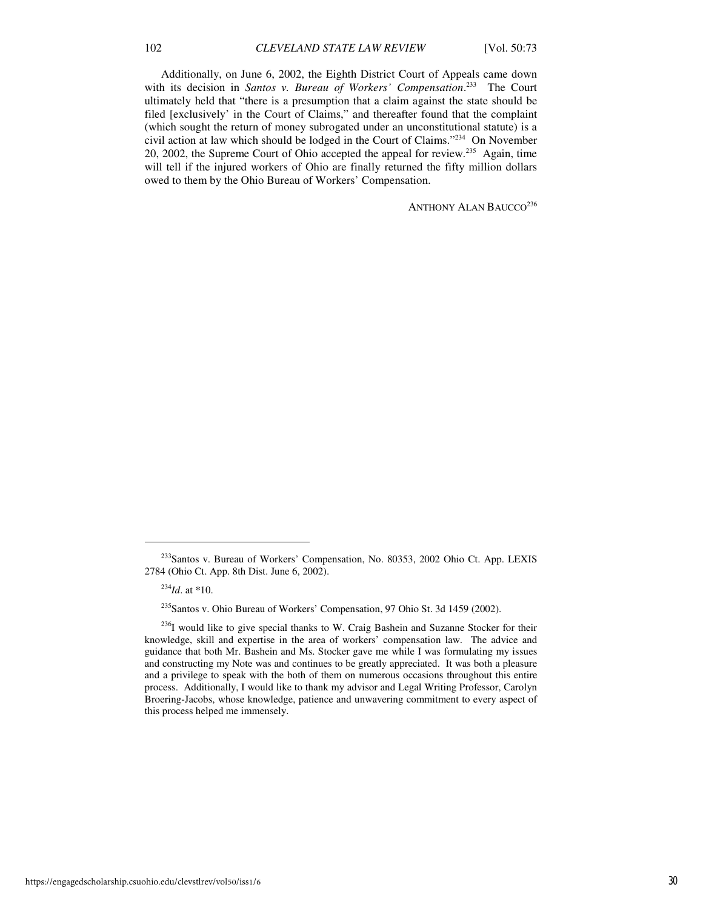Additionally, on June 6, 2002, the Eighth District Court of Appeals came down with its decision in *Santos v. Bureau of Workers' Compensation*.[233] The Court ultimately held that "there is a presumption that a claim against the state should be filed [exclusively' in the Court of Claims," and thereafter found that the complaint (which sought the return of money subrogated under an unconstitutional statute) is a civil action at law which should be lodged in the Court of Claims."[234] On November 20, 2002, the Supreme Court of Ohio accepted the appeal for review.[235] Again, time will tell if the injured workers of Ohio are finally returned the fifty million dollars owed to them by the Ohio Bureau of Workers' Compensation.

ANTHONY ALAN BAUCCO[236]

---

[233] Santos v. Bureau of Workers' Compensation, No. 80353, 2002 Ohio Ct. App. LEXIS 2784 (Ohio Ct. App. 8th Dist. June 6, 2002).

[234] *Id*. at *10.

[235] Santos v. Ohio Bureau of Workers' Compensation, 97 Ohio St. 3d 1459 (2002).

[236] I would like to give special thanks to W. Craig Bashein and Suzanne Stocker for their knowledge, skill and expertise in the area of workers' compensation law. The advice and guidance that both Mr. Bashein and Ms. Stocker gave me while I was formulating my issues and constructing my Note was and continues to be greatly appreciated. It was both a pleasure and a privilege to speak with the both of them on numerous occasions throughout this entire process. Additionally, I would like to thank my advisor and Legal Writing Professor, Carolyn Broering-Jacobs, whose knowledge, patience and unwavering commitment to every aspect of this process helped me immensely.